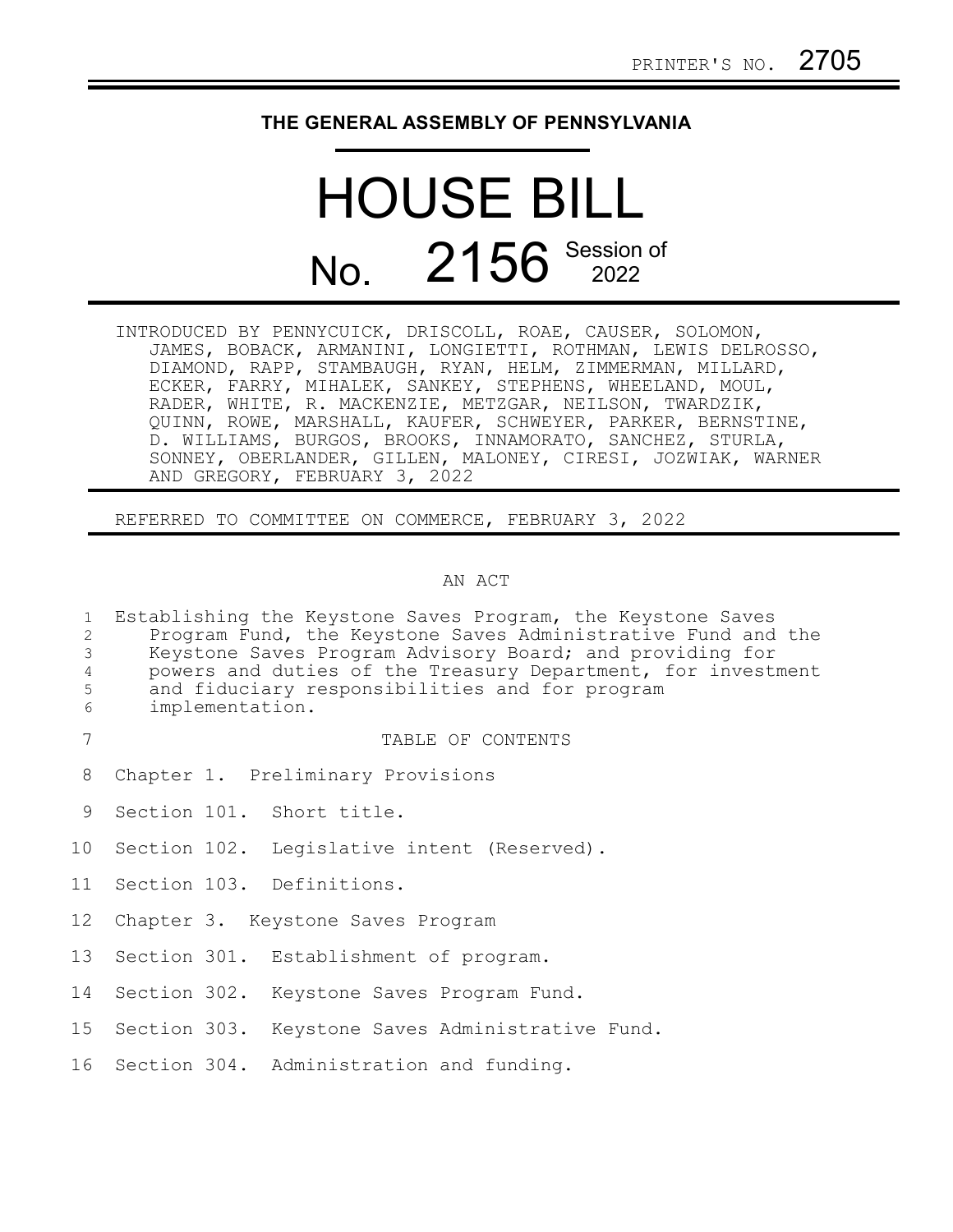PRINTER'S NO. 2705

THE GENERAL ASSEMBLY OF PENNSYLVANIA

# HOUSE BILL

## No. 2156 Session of 2022

INTRODUCED BY PENNYCUICK, DRISCOLL, ROAE, CAUSER, SOLOMON, JAMES, BOBACK, ARMANINI, LONGIETTI, ROTHMAN, LEWIS DELROSSO, DIAMOND, RAPP, STAMBAUGH, RYAN, HELM, ZIMMERMAN, MILLARD, ECKER, FARRY, MIHALEK, SANKEY, STEPHENS, WHEELAND, MOUL, RADER, WHITE, R. MACKENZIE, METZGAR, NEILSON, TWARDZIK, QUINN, ROWE, MARSHALL, KAUFER, SCHWEYER, PARKER, BERNSTINE, D. WILLIAMS, BURGOS, BROOKS, INNAMORATO, SANCHEZ, STURLA, SONNEY, OBERLANDER, GILLEN, MALONEY, CIRESI, JOZWIAK, WARNER AND GREGORY, FEBRUARY 3, 2022

REFERRED TO COMMITTEE ON COMMERCE, FEBRUARY 3, 2022

AN ACT

Establishing the Keystone Saves Program, the Keystone Saves Program Fund, the Keystone Saves Administrative Fund and the Keystone Saves Program Advisory Board; and providing for powers and duties of the Treasury Department, for investment and fiduciary responsibilities and for program implementation.

TABLE OF CONTENTS

Chapter 1. Preliminary Provisions

Section 101. Short title.

Section 102. Legislative intent (Reserved).

Section 103. Definitions.

Chapter 3. Keystone Saves Program

Section 301. Establishment of program.

Section 302. Keystone Saves Program Fund.

Section 303. Keystone Saves Administrative Fund.

Section 304. Administration and funding.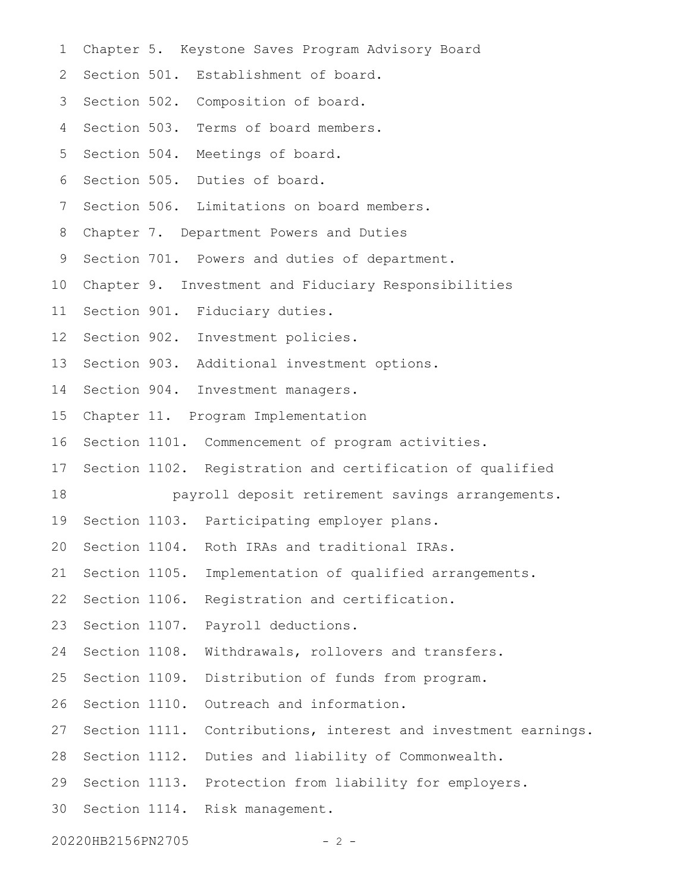Chapter 5. Keystone Saves Program Advisory Board

Section 501. Establishment of board.

Section 502. Composition of board.

Section 503. Terms of board members.

Section 504. Meetings of board.

Section 505. Duties of board.

Section 506. Limitations on board members.

Chapter 7. Department Powers and Duties

Section 701. Powers and duties of department.

Chapter 9. Investment and Fiduciary Responsibilities

Section 901. Fiduciary duties.

Section 902. Investment policies.

Section 903. Additional investment options.

Section 904. Investment managers.

Chapter 11. Program Implementation

Section 1101. Commencement of program activities.

Section 1102. Registration and certification of qualified payroll deposit retirement savings arrangements.

Section 1103. Participating employer plans.

Section 1104. Roth IRAs and traditional IRAs.

Section 1105. Implementation of qualified arrangements.

Section 1106. Registration and certification.

Section 1107. Payroll deductions.

Section 1108. Withdrawals, rollovers and transfers.

Section 1109. Distribution of funds from program.

Section 1110. Outreach and information.

Section 1111. Contributions, interest and investment earnings.

Section 1112. Duties and liability of Commonwealth.

Section 1113. Protection from liability for employers.

Section 1114. Risk management.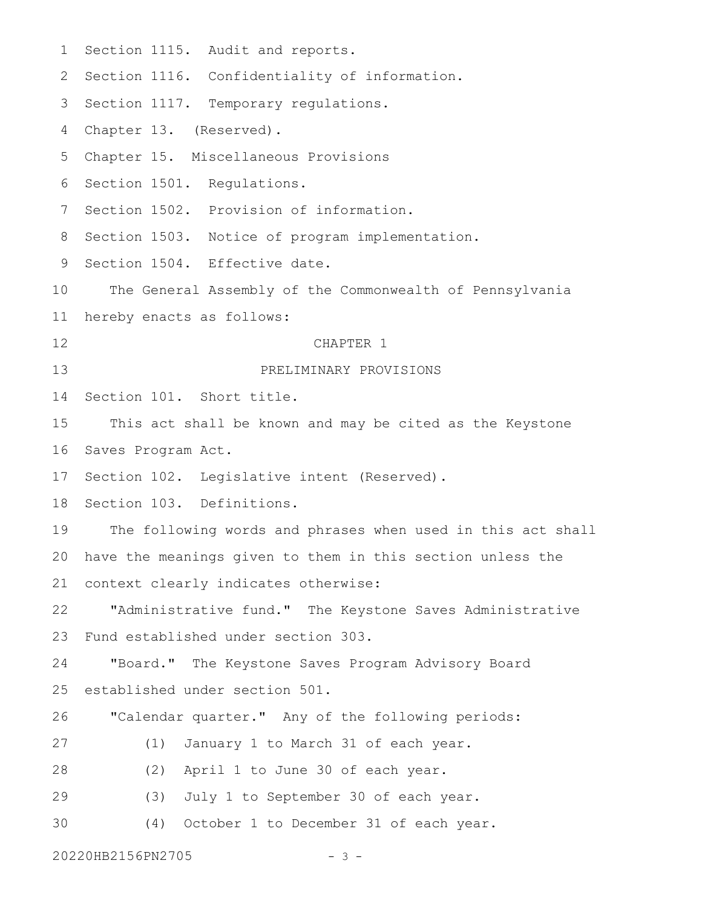Section 1115. Audit and reports.

Section 1116. Confidentiality of information.

Section 1117. Temporary regulations.

Chapter 13. (Reserved).

Chapter 15. Miscellaneous Provisions

Section 1501. Regulations.

Section 1502. Provision of information.

Section 1503. Notice of program implementation.

Section 1504. Effective date.

The General Assembly of the Commonwealth of Pennsylvania hereby enacts as follows:

## CHAPTER 1

## PRELIMINARY PROVISIONS

Section 101. Short title.

This act shall be known and may be cited as the Keystone Saves Program Act.

Section 102. Legislative intent (Reserved).

Section 103. Definitions.

The following words and phrases when used in this act shall have the meanings given to them in this section unless the context clearly indicates otherwise:

"Administrative fund." The Keystone Saves Administrative Fund established under section 303.

"Board." The Keystone Saves Program Advisory Board established under section 501.

"Calendar quarter." Any of the following periods:

(1) January 1 to March 31 of each year.

(2) April 1 to June 30 of each year.

(3) July 1 to September 30 of each year.

(4) October 1 to December 31 of each year.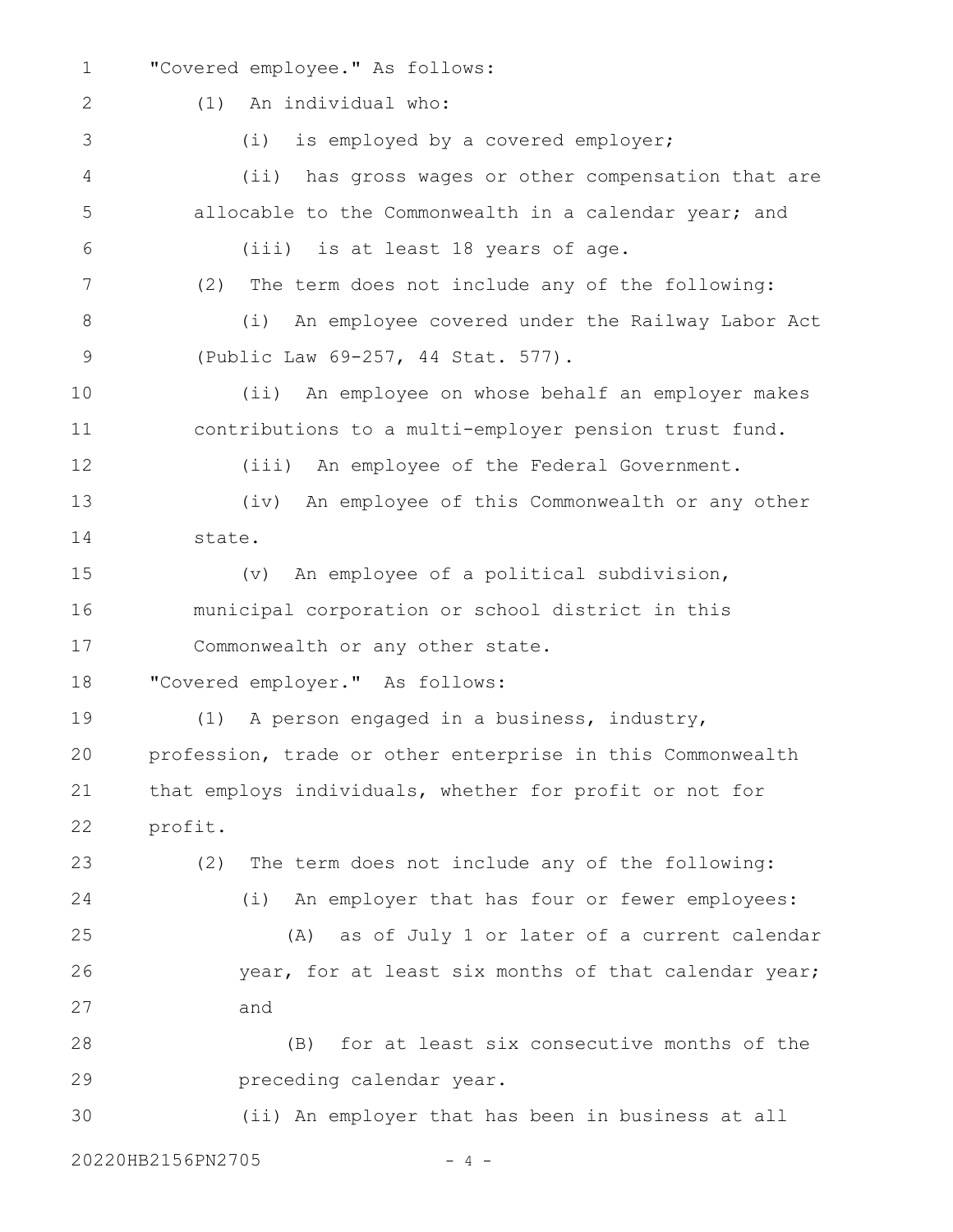"Covered employee." As follows:

(1) An individual who:

(i) is employed by a covered employer;

(ii) has gross wages or other compensation that are allocable to the Commonwealth in a calendar year; and

(iii) is at least 18 years of age.

(2) The term does not include any of the following:

(i) An employee covered under the Railway Labor Act (Public Law 69-257, 44 Stat. 577).

(ii) An employee on whose behalf an employer makes contributions to a multi-employer pension trust fund.

(iii) An employee of the Federal Government.

(iv) An employee of this Commonwealth or any other state.

(v) An employee of a political subdivision, municipal corporation or school district in this Commonwealth or any other state.

"Covered employer." As follows:

(1) A person engaged in a business, industry, profession, trade or other enterprise in this Commonwealth that employs individuals, whether for profit or not for profit.

(2) The term does not include any of the following:

(i) An employer that has four or fewer employees:

(A) as of July 1 or later of a current calendar year, for at least six months of that calendar year; and

(B) for at least six consecutive months of the preceding calendar year.

(ii) An employer that has been in business at all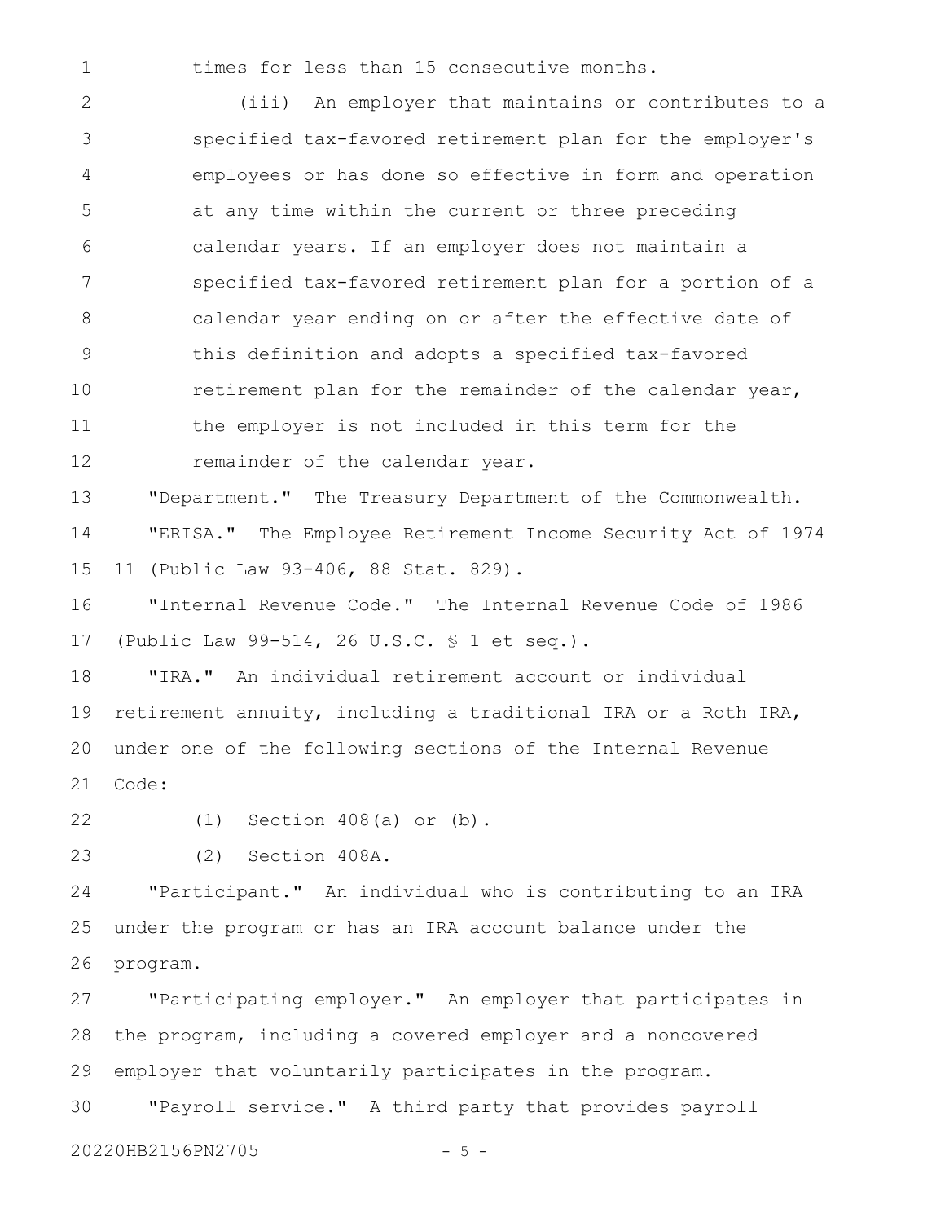times for less than 15 consecutive months.

(iii) An employer that maintains or contributes to a specified tax-favored retirement plan for the employer's employees or has done so effective in form and operation at any time within the current or three preceding calendar years. If an employer does not maintain a specified tax-favored retirement plan for a portion of a calendar year ending on or after the effective date of this definition and adopts a specified tax-favored retirement plan for the remainder of the calendar year, the employer is not included in this term for the remainder of the calendar year.

"Department." The Treasury Department of the Commonwealth.

"ERISA." The Employee Retirement Income Security Act of 1974 (Public Law 93-406, 88 Stat. 829).

"Internal Revenue Code." The Internal Revenue Code of 1986 (Public Law 99-514, 26 U.S.C. § 1 et seq.).

"IRA." An individual retirement account or individual retirement annuity, including a traditional IRA or a Roth IRA, under one of the following sections of the Internal Revenue Code:

(1) Section 408(a) or (b).

(2) Section 408A.

"Participant." An individual who is contributing to an IRA under the program or has an IRA account balance under the program.

"Participating employer." An employer that participates in the program, including a covered employer and a noncovered employer that voluntarily participates in the program.

"Payroll service." A third party that provides payroll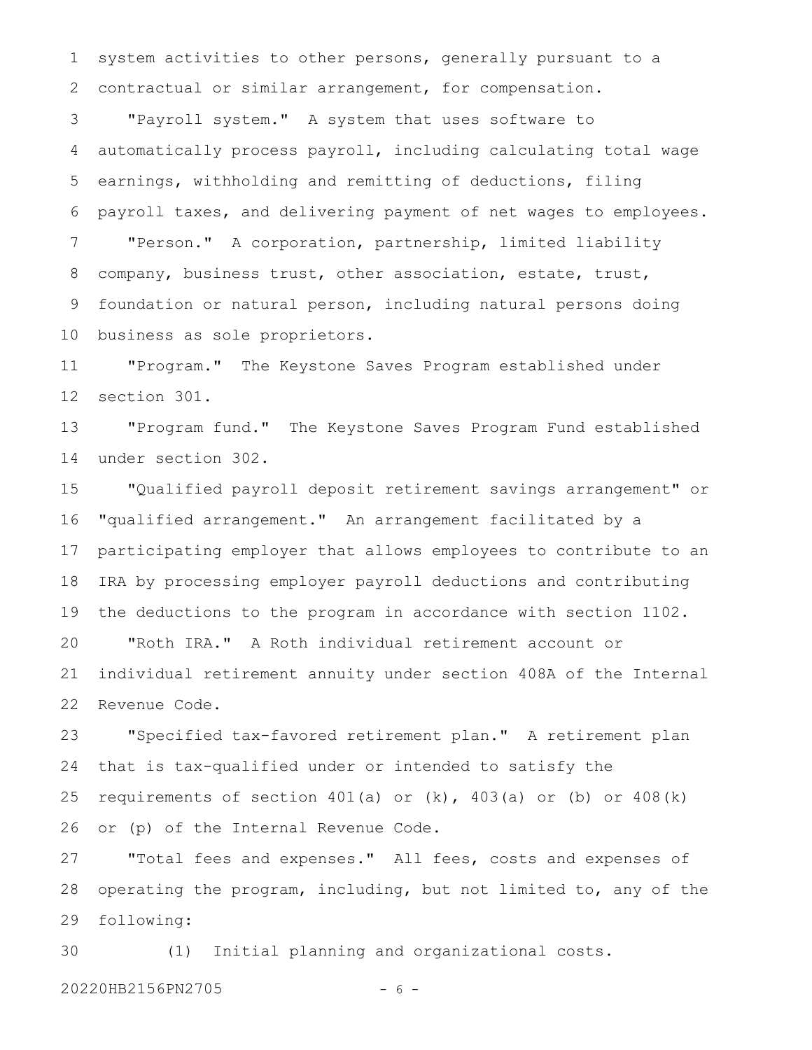system activities to other persons, generally pursuant to a contractual or similar arrangement, for compensation.

"Payroll system." A system that uses software to automatically process payroll, including calculating total wage earnings, withholding and remitting of deductions, filing payroll taxes, and delivering payment of net wages to employees.

"Person." A corporation, partnership, limited liability company, business trust, other association, estate, trust, foundation or natural person, including natural persons doing business as sole proprietors.

"Program." The Keystone Saves Program established under section 301.

"Program fund." The Keystone Saves Program Fund established under section 302.

"Qualified payroll deposit retirement savings arrangement" or "qualified arrangement." An arrangement facilitated by a participating employer that allows employees to contribute to an IRA by processing employer payroll deductions and contributing the deductions to the program in accordance with section 1102.

"Roth IRA." A Roth individual retirement account or individual retirement annuity under section 408A of the Internal Revenue Code.

"Specified tax-favored retirement plan." A retirement plan that is tax-qualified under or intended to satisfy the requirements of section 401(a) or (k), 403(a) or (b) or 408(k) or (p) of the Internal Revenue Code.

"Total fees and expenses." All fees, costs and expenses of operating the program, including, but not limited to, any of the following:

(1) Initial planning and organizational costs.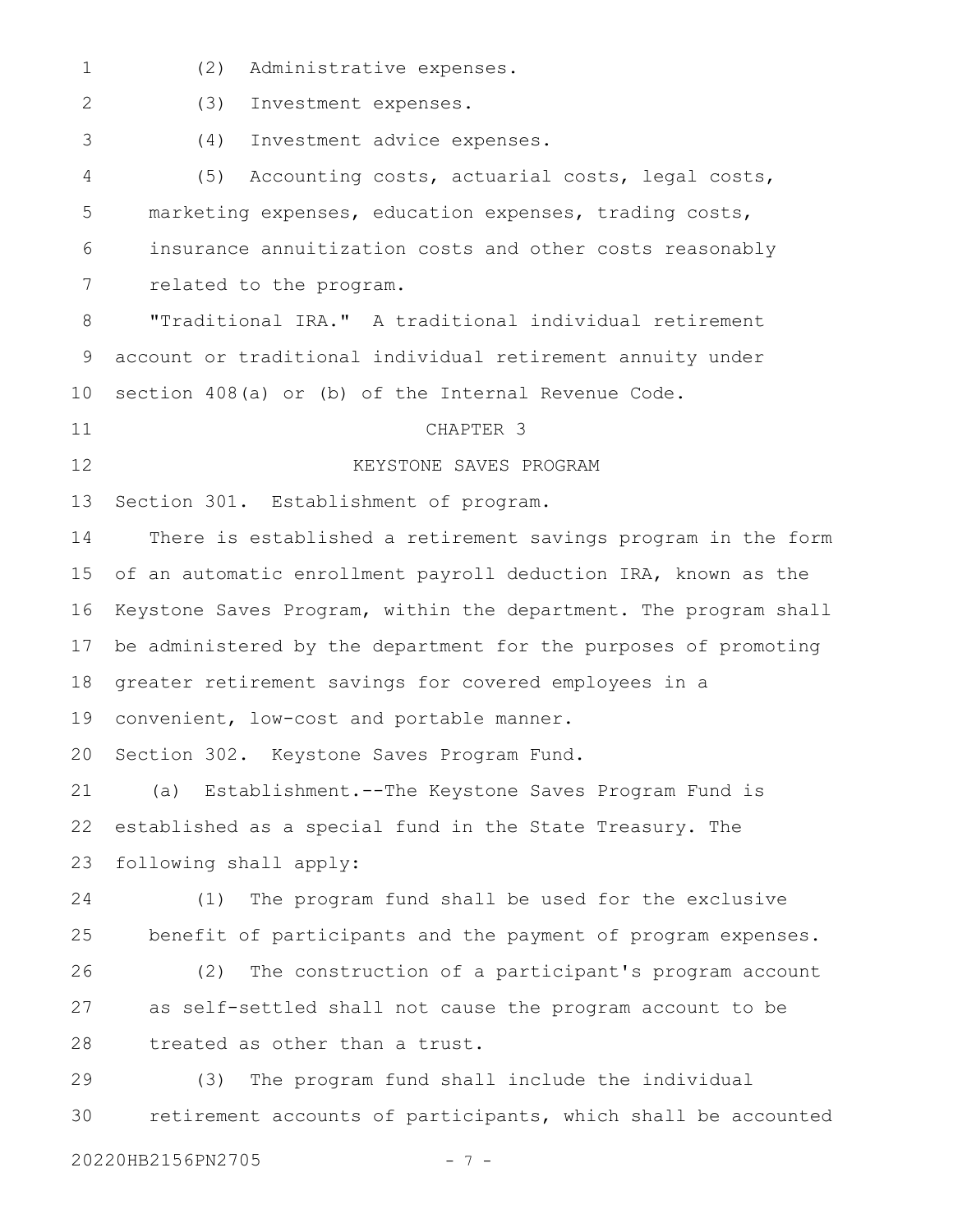(2) Administrative expenses.

(3) Investment expenses.

(4) Investment advice expenses.

(5) Accounting costs, actuarial costs, legal costs, marketing expenses, education expenses, trading costs, insurance annuitization costs and other costs reasonably related to the program.

"Traditional IRA." A traditional individual retirement account or traditional individual retirement annuity under section 408(a) or (b) of the Internal Revenue Code.

CHAPTER 3

KEYSTONE SAVES PROGRAM

Section 301. Establishment of program.

There is established a retirement savings program in the form of an automatic enrollment payroll deduction IRA, known as the Keystone Saves Program, within the department. The program shall be administered by the department for the purposes of promoting greater retirement savings for covered employees in a convenient, low-cost and portable manner.

Section 302. Keystone Saves Program Fund.

(a) Establishment.--The Keystone Saves Program Fund is established as a special fund in the State Treasury. The following shall apply:

(1) The program fund shall be used for the exclusive benefit of participants and the payment of program expenses.

(2) The construction of a participant's program account as self-settled shall not cause the program account to be treated as other than a trust.

(3) The program fund shall include the individual retirement accounts of participants, which shall be accounted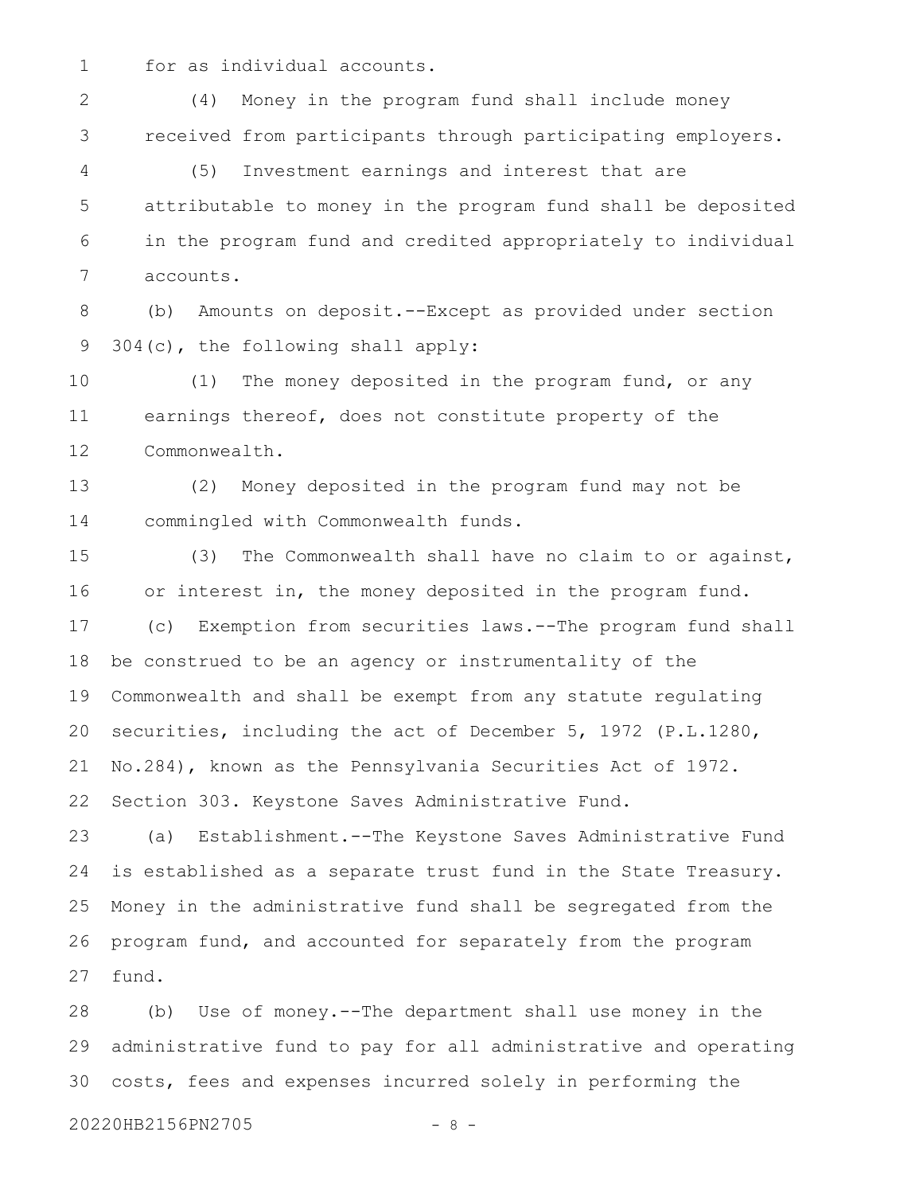for as individual accounts.

(4) Money in the program fund shall include money received from participants through participating employers.

(5) Investment earnings and interest that are attributable to money in the program fund shall be deposited in the program fund and credited appropriately to individual accounts.

(b) Amounts on deposit.--Except as provided under section 304(c), the following shall apply:

(1) The money deposited in the program fund, or any earnings thereof, does not constitute property of the Commonwealth.

(2) Money deposited in the program fund may not be commingled with Commonwealth funds.

(3) The Commonwealth shall have no claim to or against, or interest in, the money deposited in the program fund.

(c) Exemption from securities laws.--The program fund shall be construed to be an agency or instrumentality of the Commonwealth and shall be exempt from any statute regulating securities, including the act of December 5, 1972 (P.L.1280, No.284), known as the Pennsylvania Securities Act of 1972.

Section 303. Keystone Saves Administrative Fund.

(a) Establishment.--The Keystone Saves Administrative Fund is established as a separate trust fund in the State Treasury. Money in the administrative fund shall be segregated from the program fund, and accounted for separately from the program fund.

(b) Use of money.--The department shall use money in the administrative fund to pay for all administrative and operating costs, fees and expenses incurred solely in performing the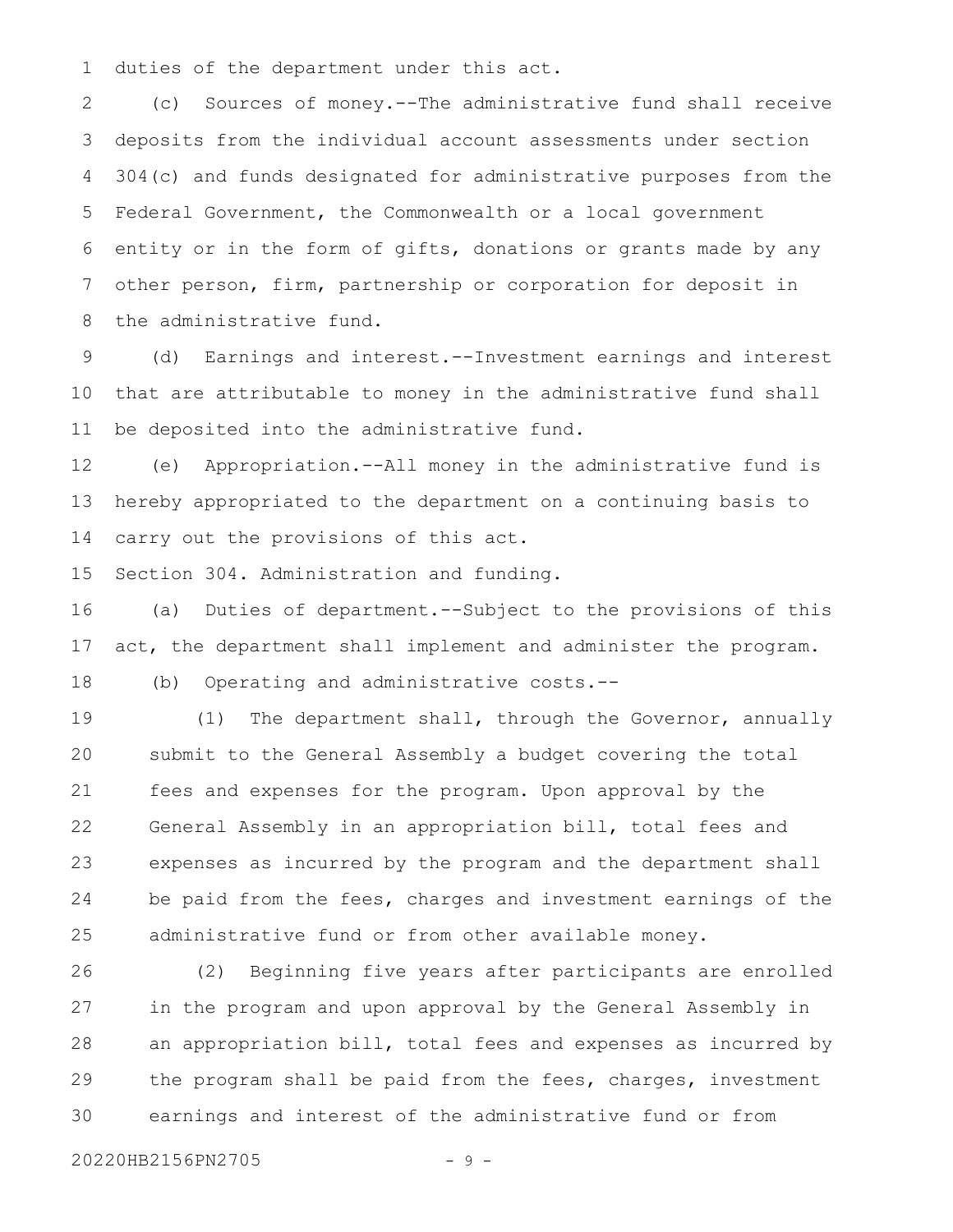duties of the department under this act.

(c) Sources of money.--The administrative fund shall receive deposits from the individual account assessments under section 304(c) and funds designated for administrative purposes from the Federal Government, the Commonwealth or a local government entity or in the form of gifts, donations or grants made by any other person, firm, partnership or corporation for deposit in the administrative fund.

(d) Earnings and interest.--Investment earnings and interest that are attributable to money in the administrative fund shall be deposited into the administrative fund.

(e) Appropriation.--All money in the administrative fund is hereby appropriated to the department on a continuing basis to carry out the provisions of this act.

Section 304. Administration and funding.

(a) Duties of department.--Subject to the provisions of this act, the department shall implement and administer the program.

(b) Operating and administrative costs.--

(1) The department shall, through the Governor, annually submit to the General Assembly a budget covering the total fees and expenses for the program. Upon approval by the General Assembly in an appropriation bill, total fees and expenses as incurred by the program and the department shall be paid from the fees, charges and investment earnings of the administrative fund or from other available money.

(2) Beginning five years after participants are enrolled in the program and upon approval by the General Assembly in an appropriation bill, total fees and expenses as incurred by the program shall be paid from the fees, charges, investment earnings and interest of the administrative fund or from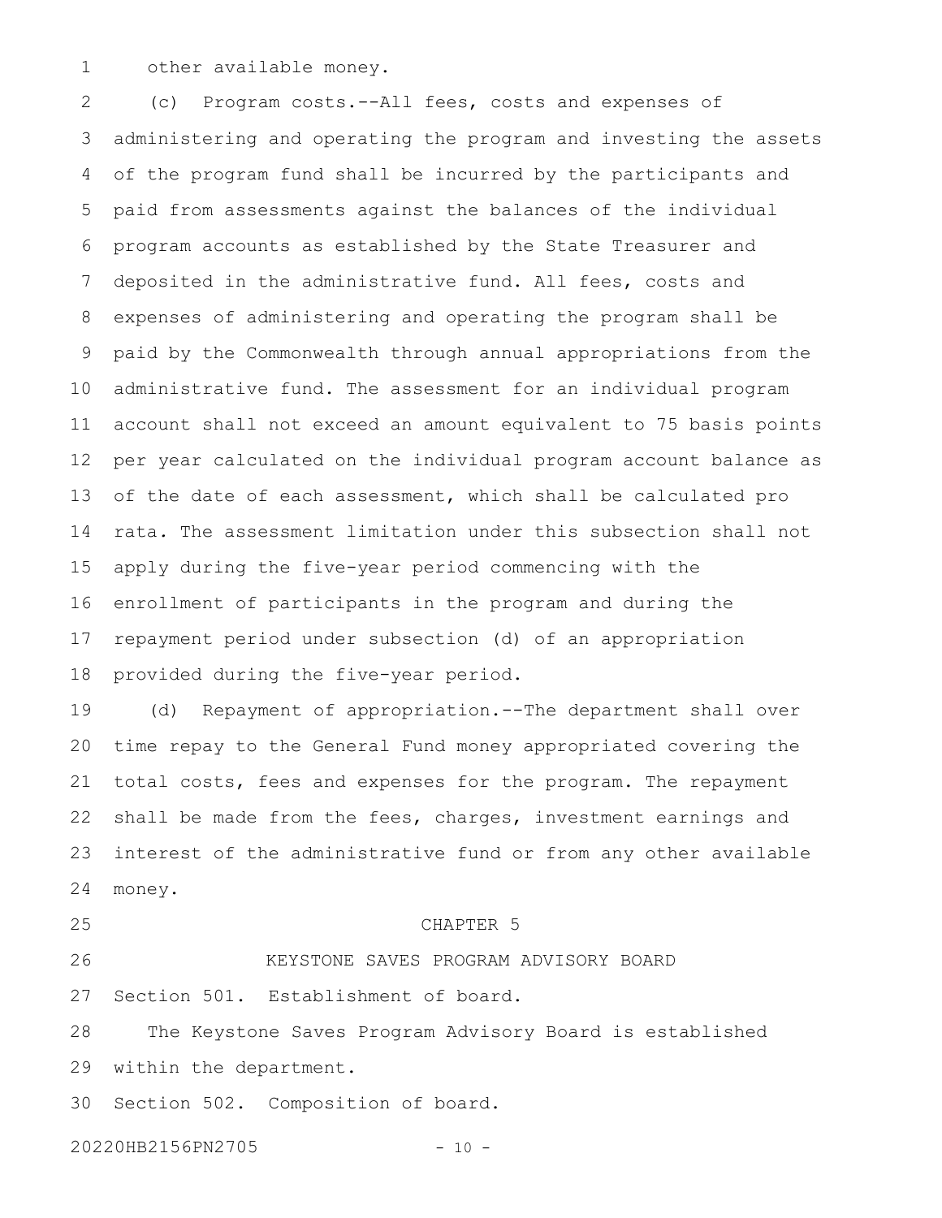other available money.

(c) Program costs.--All fees, costs and expenses of administering and operating the program and investing the assets of the program fund shall be incurred by the participants and paid from assessments against the balances of the individual program accounts as established by the State Treasurer and deposited in the administrative fund. All fees, costs and expenses of administering and operating the program shall be paid by the Commonwealth through annual appropriations from the administrative fund. The assessment for an individual program account shall not exceed an amount equivalent to 75 basis points per year calculated on the individual program account balance as of the date of each assessment, which shall be calculated pro rata. The assessment limitation under this subsection shall not apply during the five-year period commencing with the enrollment of participants in the program and during the repayment period under subsection (d) of an appropriation provided during the five-year period.

(d) Repayment of appropriation.--The department shall over time repay to the General Fund money appropriated covering the total costs, fees and expenses for the program. The repayment shall be made from the fees, charges, investment earnings and interest of the administrative fund or from any other available money.

## CHAPTER 5

## KEYSTONE SAVES PROGRAM ADVISORY BOARD

Section 501. Establishment of board.

The Keystone Saves Program Advisory Board is established within the department.

Section 502. Composition of board.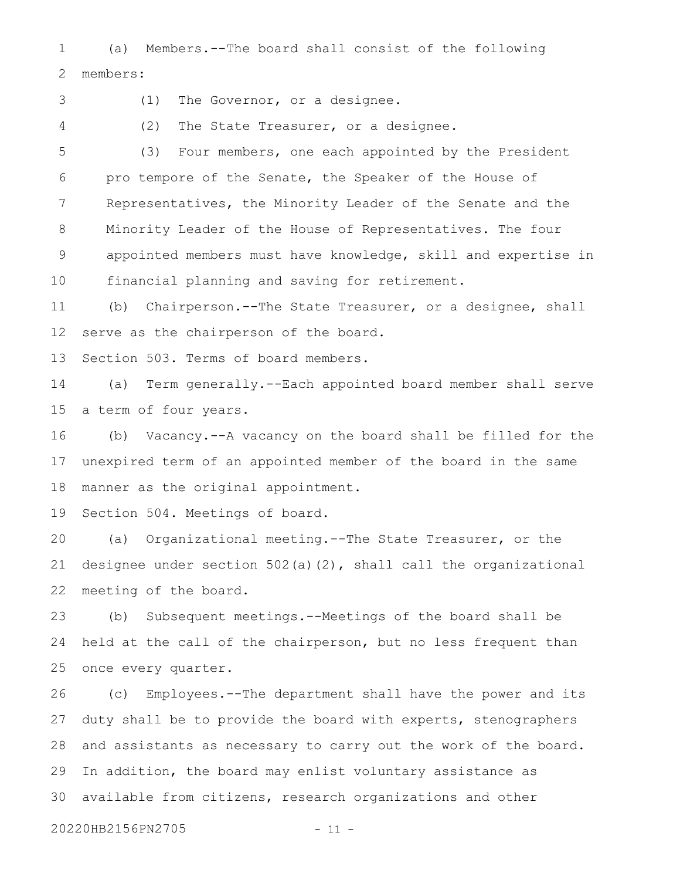(a) Members.--The board shall consist of the following members:

(1) The Governor, or a designee.

(2) The State Treasurer, or a designee.

(3) Four members, one each appointed by the President pro tempore of the Senate, the Speaker of the House of Representatives, the Minority Leader of the Senate and the Minority Leader of the House of Representatives. The four appointed members must have knowledge, skill and expertise in financial planning and saving for retirement.

(b) Chairperson.--The State Treasurer, or a designee, shall serve as the chairperson of the board.

Section 503. Terms of board members.

(a) Term generally.--Each appointed board member shall serve a term of four years.

(b) Vacancy.--A vacancy on the board shall be filled for the unexpired term of an appointed member of the board in the same manner as the original appointment.

Section 504. Meetings of board.

(a) Organizational meeting.--The State Treasurer, or the designee under section 502(a)(2), shall call the organizational meeting of the board.

(b) Subsequent meetings.--Meetings of the board shall be held at the call of the chairperson, but no less frequent than once every quarter.

(c) Employees.--The department shall have the power and its duty shall be to provide the board with experts, stenographers and assistants as necessary to carry out the work of the board. In addition, the board may enlist voluntary assistance as available from citizens, research organizations and other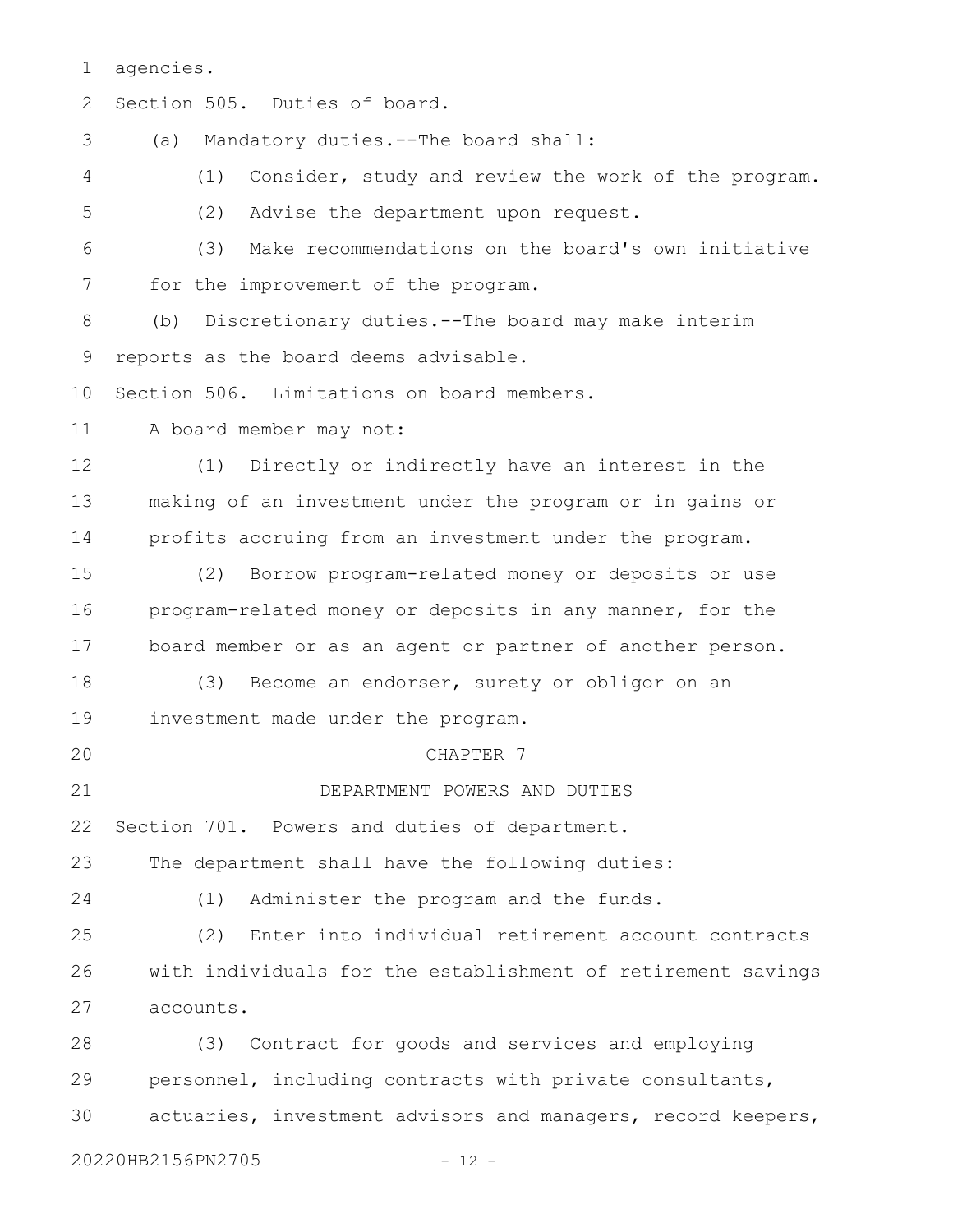agencies.

Section 505. Duties of board.

(a) Mandatory duties.--The board shall:

(1) Consider, study and review the work of the program.

(2) Advise the department upon request.

(3) Make recommendations on the board's own initiative for the improvement of the program.

(b) Discretionary duties.--The board may make interim reports as the board deems advisable.

Section 506. Limitations on board members.

A board member may not:

(1) Directly or indirectly have an interest in the making of an investment under the program or in gains or profits accruing from an investment under the program.

(2) Borrow program-related money or deposits or use program-related money or deposits in any manner, for the board member or as an agent or partner of another person.

(3) Become an endorser, surety or obligor on an investment made under the program.

CHAPTER 7

DEPARTMENT POWERS AND DUTIES

Section 701. Powers and duties of department.

The department shall have the following duties:

(1) Administer the program and the funds.

(2) Enter into individual retirement account contracts with individuals for the establishment of retirement savings accounts.

(3) Contract for goods and services and employing personnel, including contracts with private consultants, actuaries, investment advisors and managers, record keepers,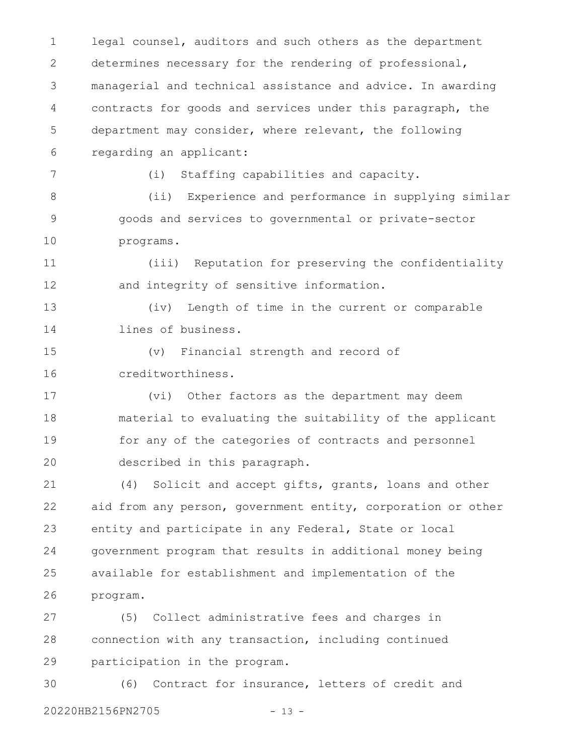legal counsel, auditors and such others as the department determines necessary for the rendering of professional, managerial and technical assistance and advice. In awarding contracts for goods and services under this paragraph, the department may consider, where relevant, the following regarding an applicant:

(i) Staffing capabilities and capacity.

(ii) Experience and performance in supplying similar goods and services to governmental or private-sector programs.

(iii) Reputation for preserving the confidentiality and integrity of sensitive information.

(iv) Length of time in the current or comparable lines of business.

(v) Financial strength and record of creditworthiness.

(vi) Other factors as the department may deem material to evaluating the suitability of the applicant for any of the categories of contracts and personnel described in this paragraph.

(4) Solicit and accept gifts, grants, loans and other aid from any person, government entity, corporation or other entity and participate in any Federal, State or local government program that results in additional money being available for establishment and implementation of the program.

(5) Collect administrative fees and charges in connection with any transaction, including continued participation in the program.

(6) Contract for insurance, letters of credit and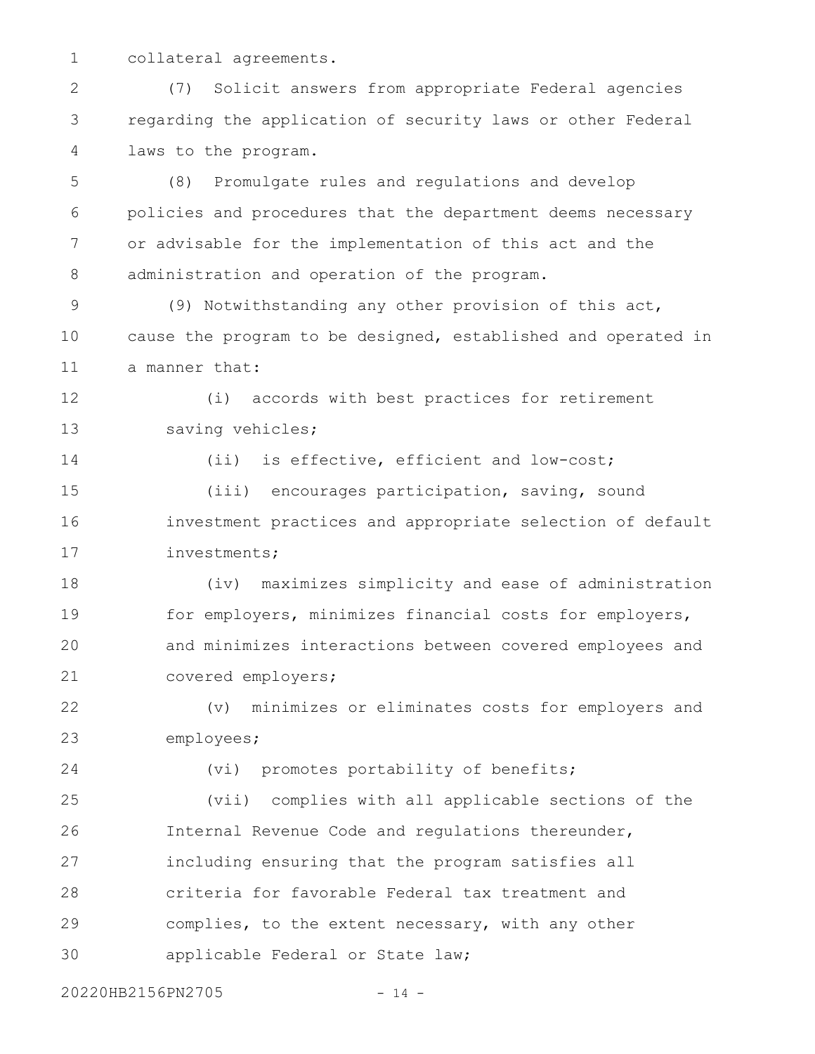collateral agreements.

(7) Solicit answers from appropriate Federal agencies regarding the application of security laws or other Federal laws to the program.

(8) Promulgate rules and regulations and develop policies and procedures that the department deems necessary or advisable for the implementation of this act and the administration and operation of the program.

(9) Notwithstanding any other provision of this act, cause the program to be designed, established and operated in a manner that:

(i) accords with best practices for retirement saving vehicles;

(ii) is effective, efficient and low-cost;

(iii) encourages participation, saving, sound investment practices and appropriate selection of default investments;

(iv) maximizes simplicity and ease of administration for employers, minimizes financial costs for employers, and minimizes interactions between covered employees and covered employers;

(v) minimizes or eliminates costs for employers and employees;

(vi) promotes portability of benefits;

(vii) complies with all applicable sections of the Internal Revenue Code and regulations thereunder, including ensuring that the program satisfies all criteria for favorable Federal tax treatment and complies, to the extent necessary, with any other applicable Federal or State law;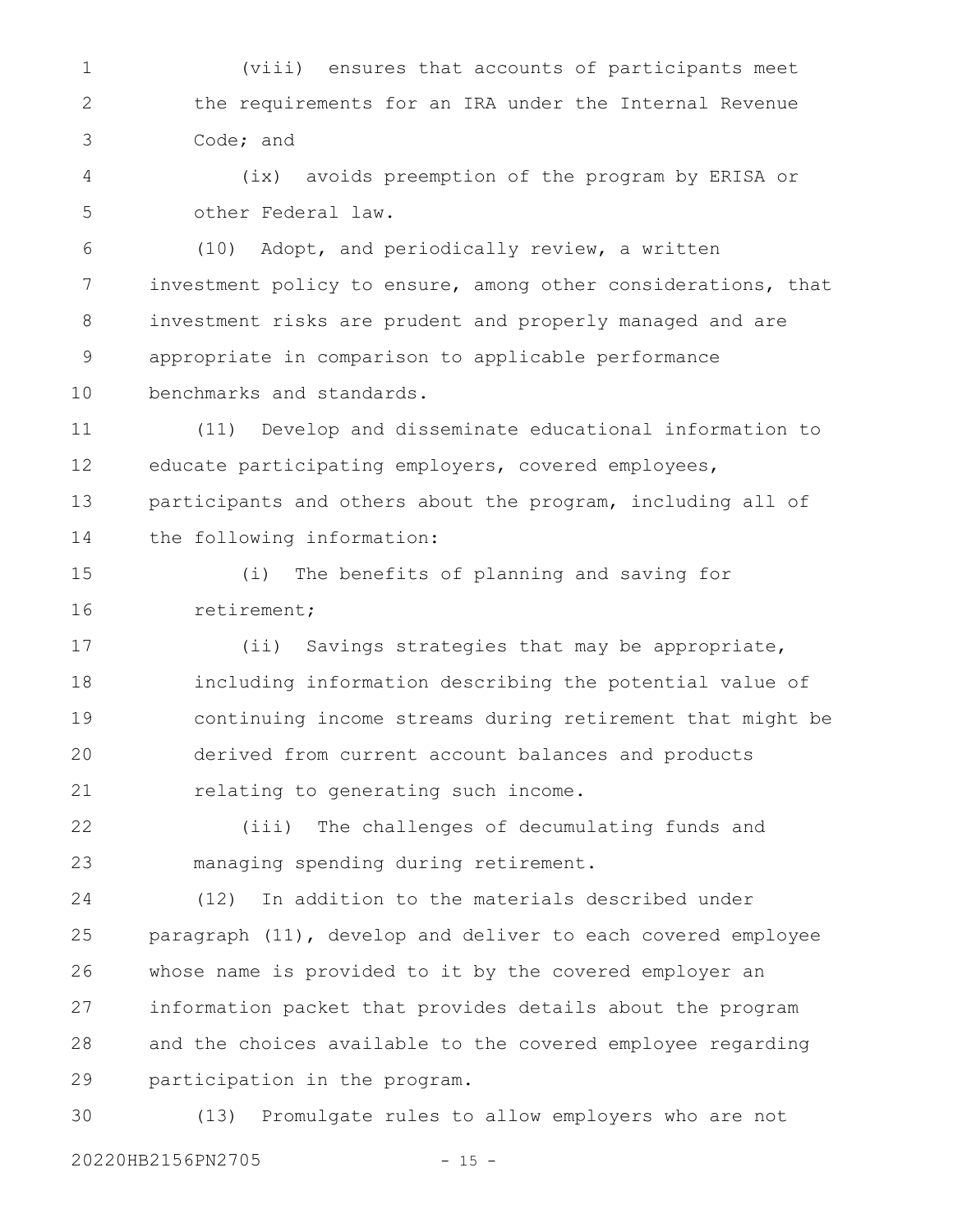(viii) ensures that accounts of participants meet the requirements for an IRA under the Internal Revenue Code; and

(ix) avoids preemption of the program by ERISA or other Federal law.

(10) Adopt, and periodically review, a written investment policy to ensure, among other considerations, that investment risks are prudent and properly managed and are appropriate in comparison to applicable performance benchmarks and standards.

(11) Develop and disseminate educational information to educate participating employers, covered employees, participants and others about the program, including all of the following information:

(i) The benefits of planning and saving for retirement;

(ii) Savings strategies that may be appropriate, including information describing the potential value of continuing income streams during retirement that might be derived from current account balances and products relating to generating such income.

(iii) The challenges of decumulating funds and managing spending during retirement.

(12) In addition to the materials described under paragraph (11), develop and deliver to each covered employee whose name is provided to it by the covered employer an information packet that provides details about the program and the choices available to the covered employee regarding participation in the program.

(13) Promulgate rules to allow employers who are not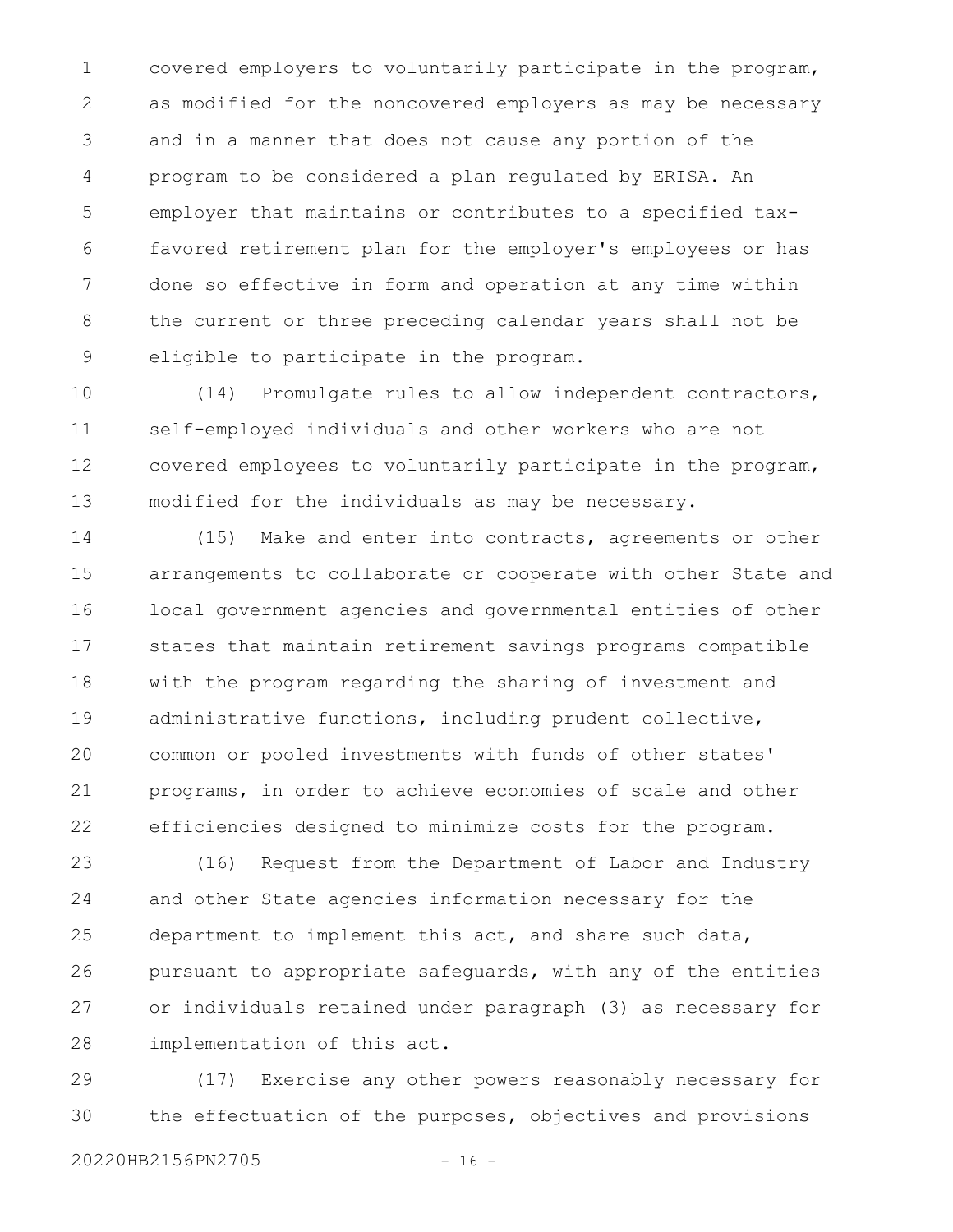covered employers to voluntarily participate in the program, as modified for the noncovered employers as may be necessary and in a manner that does not cause any portion of the program to be considered a plan regulated by ERISA. An employer that maintains or contributes to a specified tax-favored retirement plan for the employer's employees or has done so effective in form and operation at any time within the current or three preceding calendar years shall not be eligible to participate in the program.

(14) Promulgate rules to allow independent contractors, self-employed individuals and other workers who are not covered employees to voluntarily participate in the program, modified for the individuals as may be necessary.

(15) Make and enter into contracts, agreements or other arrangements to collaborate or cooperate with other State and local government agencies and governmental entities of other states that maintain retirement savings programs compatible with the program regarding the sharing of investment and administrative functions, including prudent collective, common or pooled investments with funds of other states' programs, in order to achieve economies of scale and other efficiencies designed to minimize costs for the program.

(16) Request from the Department of Labor and Industry and other State agencies information necessary for the department to implement this act, and share such data, pursuant to appropriate safeguards, with any of the entities or individuals retained under paragraph (3) as necessary for implementation of this act.

(17) Exercise any other powers reasonably necessary for the effectuation of the purposes, objectives and provisions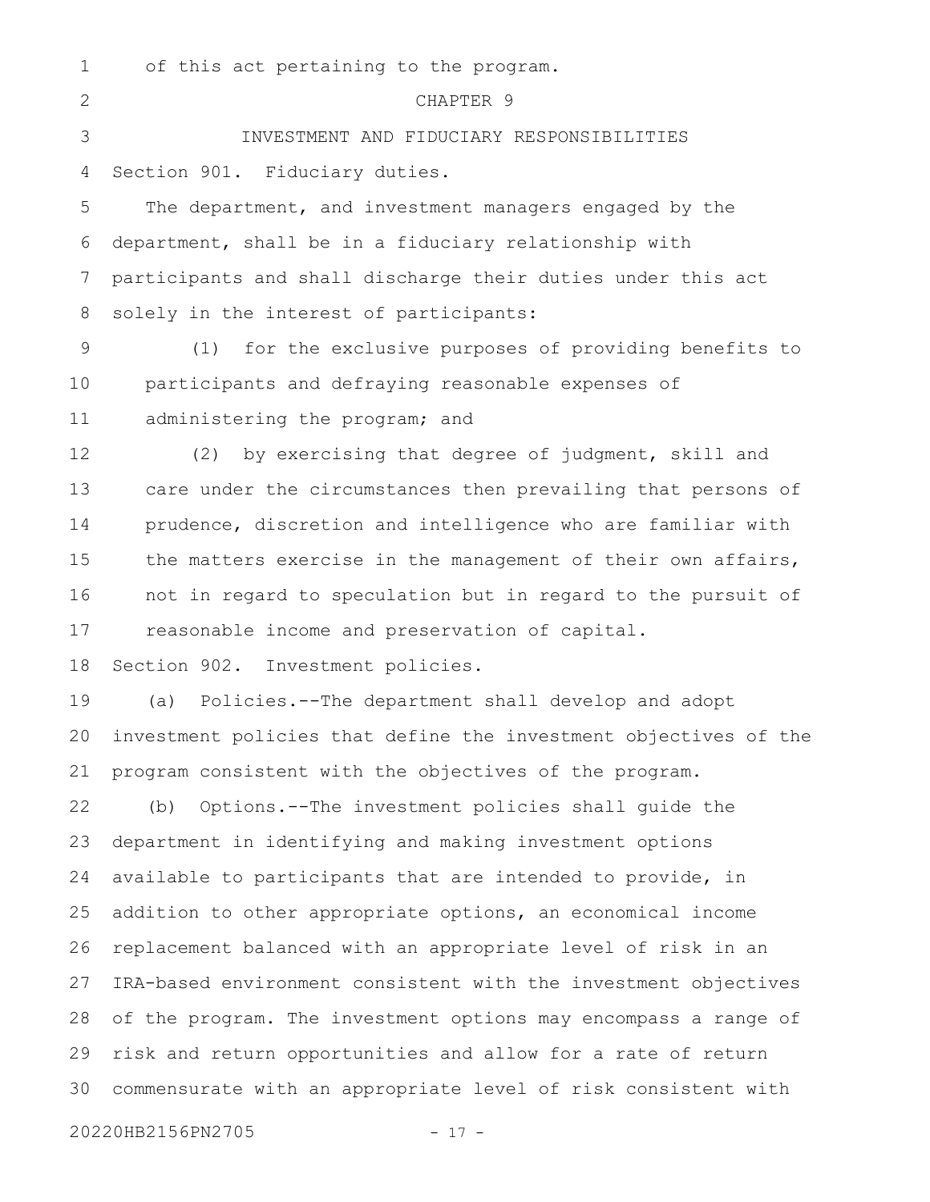of this act pertaining to the program.

CHAPTER 9

INVESTMENT AND FIDUCIARY RESPONSIBILITIES

Section 901. Fiduciary duties.

The department, and investment managers engaged by the department, shall be in a fiduciary relationship with participants and shall discharge their duties under this act solely in the interest of participants:

(1) for the exclusive purposes of providing benefits to participants and defraying reasonable expenses of administering the program; and

(2) by exercising that degree of judgment, skill and care under the circumstances then prevailing that persons of prudence, discretion and intelligence who are familiar with the matters exercise in the management of their own affairs, not in regard to speculation but in regard to the pursuit of reasonable income and preservation of capital.

Section 902. Investment policies.

(a) Policies.--The department shall develop and adopt investment policies that define the investment objectives of the program consistent with the objectives of the program.

(b) Options.--The investment policies shall guide the department in identifying and making investment options available to participants that are intended to provide, in addition to other appropriate options, an economical income replacement balanced with an appropriate level of risk in an IRA-based environment consistent with the investment objectives of the program. The investment options may encompass a range of risk and return opportunities and allow for a rate of return commensurate with an appropriate level of risk consistent with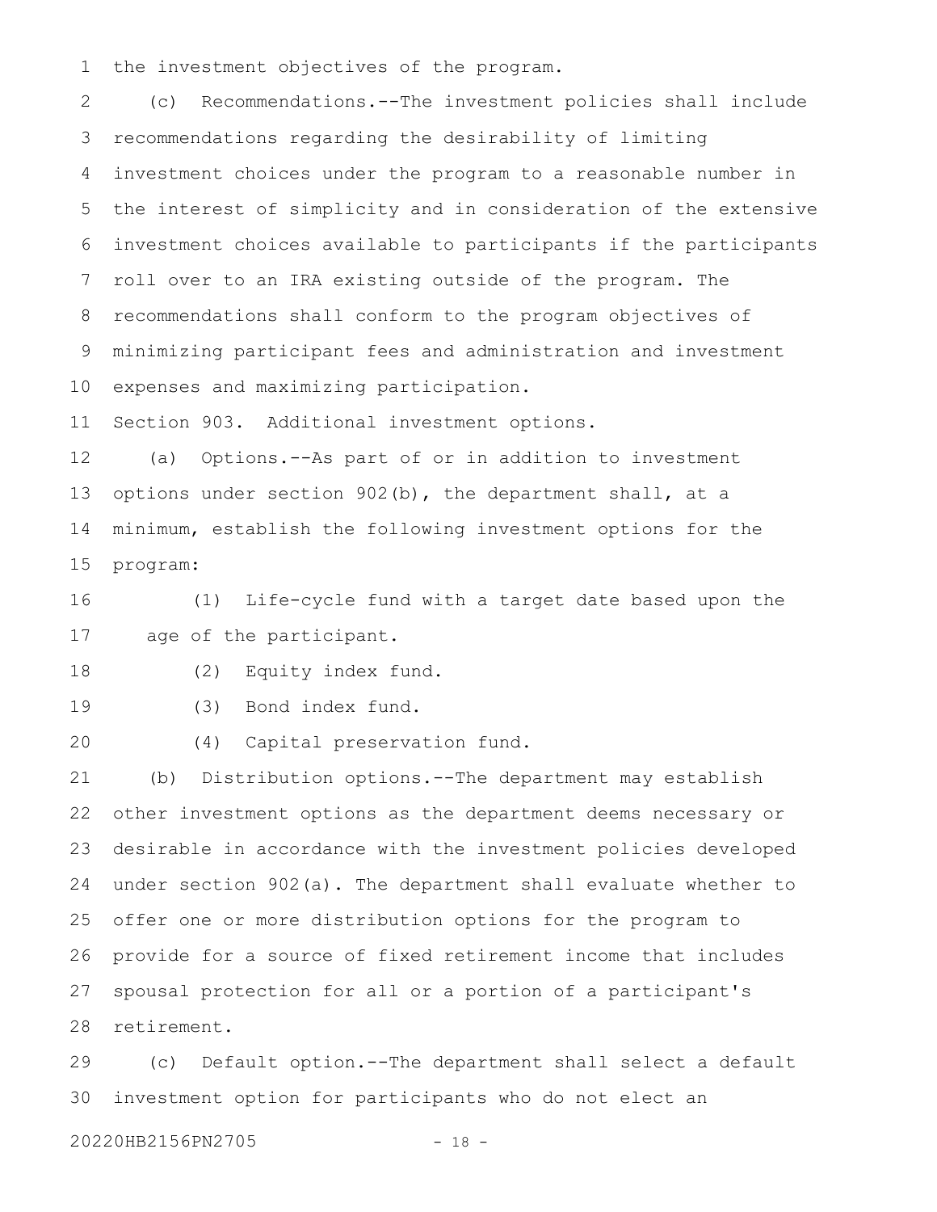the investment objectives of the program.

(c) Recommendations.--The investment policies shall include recommendations regarding the desirability of limiting investment choices under the program to a reasonable number in the interest of simplicity and in consideration of the extensive investment choices available to participants if the participants roll over to an IRA existing outside of the program. The recommendations shall conform to the program objectives of minimizing participant fees and administration and investment expenses and maximizing participation.

Section 903. Additional investment options.

(a) Options.--As part of or in addition to investment options under section 902(b), the department shall, at a minimum, establish the following investment options for the program:

(1) Life-cycle fund with a target date based upon the age of the participant.

(2) Equity index fund.

(3) Bond index fund.

(4) Capital preservation fund.

(b) Distribution options.--The department may establish other investment options as the department deems necessary or desirable in accordance with the investment policies developed under section 902(a). The department shall evaluate whether to offer one or more distribution options for the program to provide for a source of fixed retirement income that includes spousal protection for all or a portion of a participant's retirement.

(c) Default option.--The department shall select a default investment option for participants who do not elect an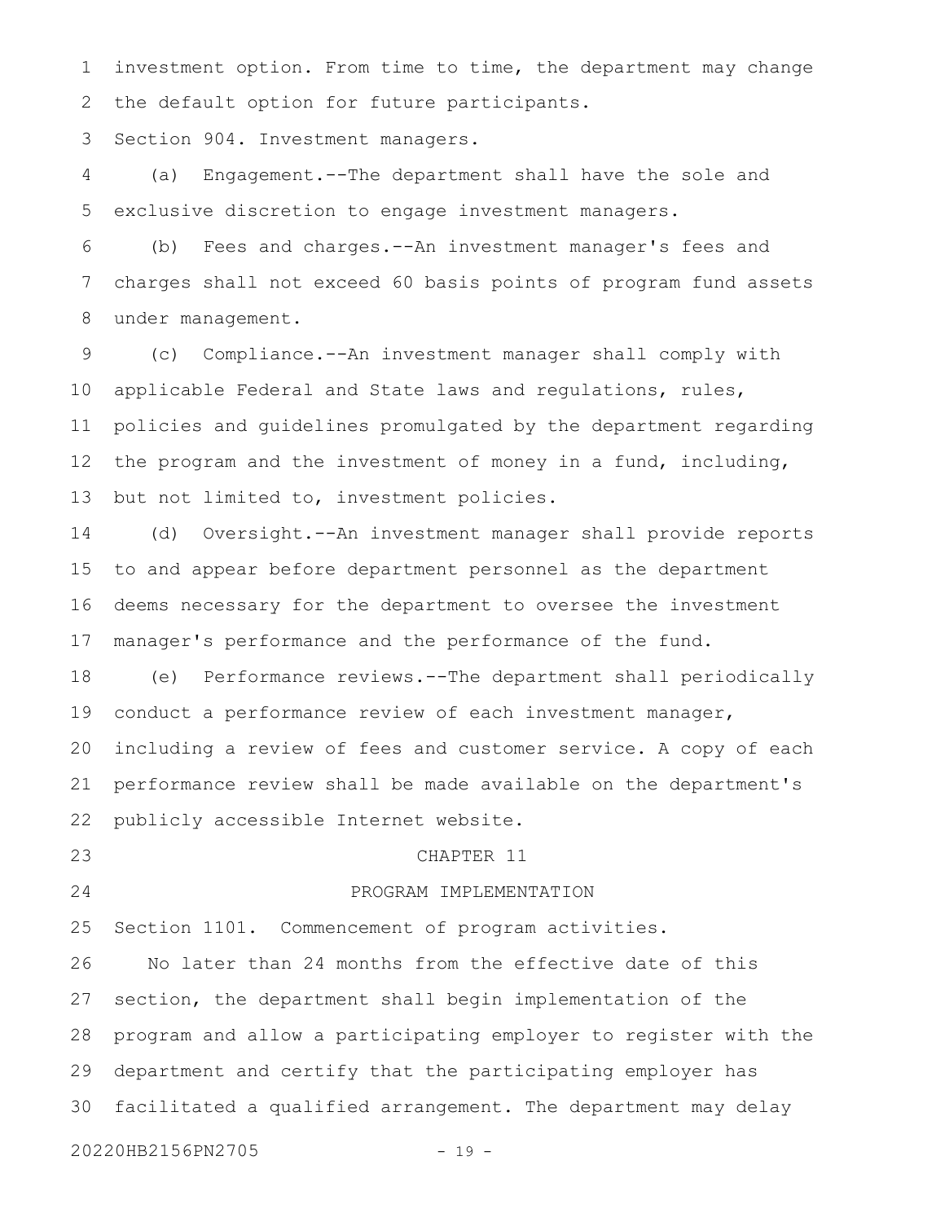investment option. From time to time, the department may change the default option for future participants.

Section 904. Investment managers.

(a) Engagement.--The department shall have the sole and exclusive discretion to engage investment managers.

(b) Fees and charges.--An investment manager's fees and charges shall not exceed 60 basis points of program fund assets under management.

(c) Compliance.--An investment manager shall comply with applicable Federal and State laws and regulations, rules, policies and guidelines promulgated by the department regarding the program and the investment of money in a fund, including, but not limited to, investment policies.

(d) Oversight.--An investment manager shall provide reports to and appear before department personnel as the department deems necessary for the department to oversee the investment manager's performance and the performance of the fund.

(e) Performance reviews.--The department shall periodically conduct a performance review of each investment manager, including a review of fees and customer service. A copy of each performance review shall be made available on the department's publicly accessible Internet website.

## CHAPTER 11

## PROGRAM IMPLEMENTATION

Section 1101. Commencement of program activities.

No later than 24 months from the effective date of this section, the department shall begin implementation of the program and allow a participating employer to register with the department and certify that the participating employer has facilitated a qualified arrangement. The department may delay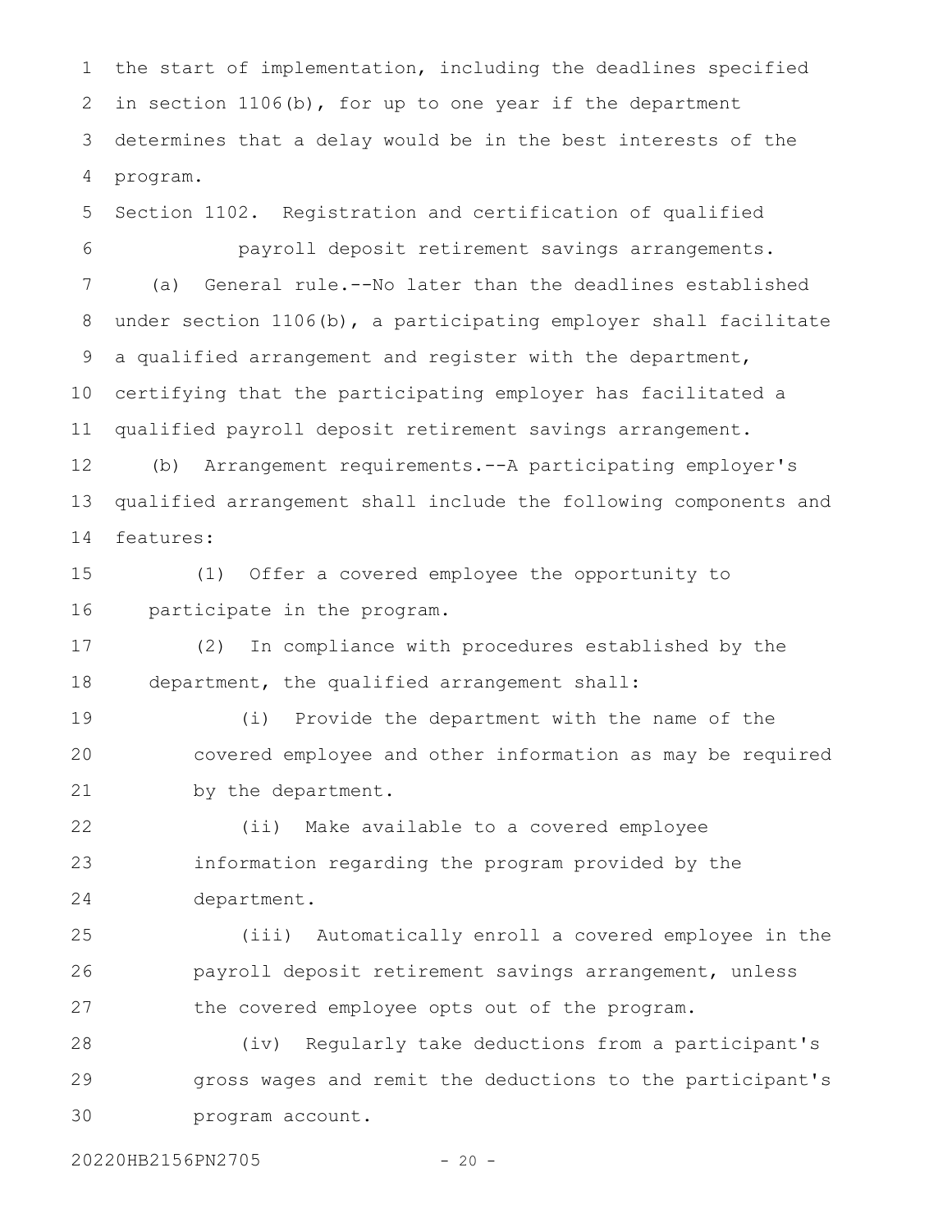the start of implementation, including the deadlines specified in section 1106(b), for up to one year if the department determines that a delay would be in the best interests of the program.

Section 1102. Registration and certification of qualified payroll deposit retirement savings arrangements.

(a) General rule.--No later than the deadlines established under section 1106(b), a participating employer shall facilitate a qualified arrangement and register with the department, certifying that the participating employer has facilitated a qualified payroll deposit retirement savings arrangement.

(b) Arrangement requirements.--A participating employer's qualified arrangement shall include the following components and features:

(1) Offer a covered employee the opportunity to participate in the program.

(2) In compliance with procedures established by the department, the qualified arrangement shall:

(i) Provide the department with the name of the covered employee and other information as may be required by the department.

(ii) Make available to a covered employee information regarding the program provided by the department.

(iii) Automatically enroll a covered employee in the payroll deposit retirement savings arrangement, unless the covered employee opts out of the program.

(iv) Regularly take deductions from a participant's gross wages and remit the deductions to the participant's program account.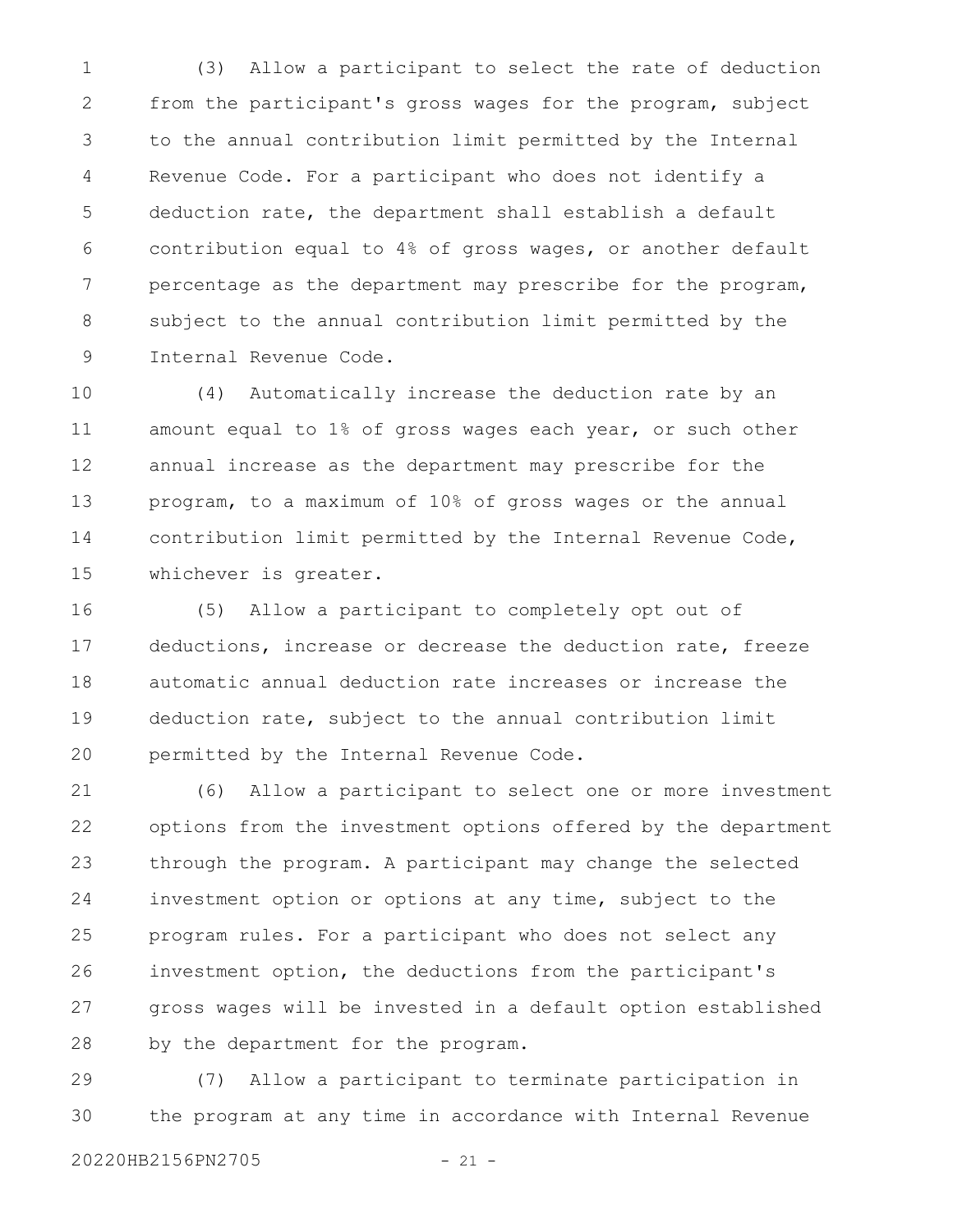(3) Allow a participant to select the rate of deduction from the participant's gross wages for the program, subject to the annual contribution limit permitted by the Internal Revenue Code. For a participant who does not identify a deduction rate, the department shall establish a default contribution equal to 4% of gross wages, or another default percentage as the department may prescribe for the program, subject to the annual contribution limit permitted by the Internal Revenue Code.

(4) Automatically increase the deduction rate by an amount equal to 1% of gross wages each year, or such other annual increase as the department may prescribe for the program, to a maximum of 10% of gross wages or the annual contribution limit permitted by the Internal Revenue Code, whichever is greater.

(5) Allow a participant to completely opt out of deductions, increase or decrease the deduction rate, freeze automatic annual deduction rate increases or increase the deduction rate, subject to the annual contribution limit permitted by the Internal Revenue Code.

(6) Allow a participant to select one or more investment options from the investment options offered by the department through the program. A participant may change the selected investment option or options at any time, subject to the program rules. For a participant who does not select any investment option, the deductions from the participant's gross wages will be invested in a default option established by the department for the program.

(7) Allow a participant to terminate participation in the program at any time in accordance with Internal Revenue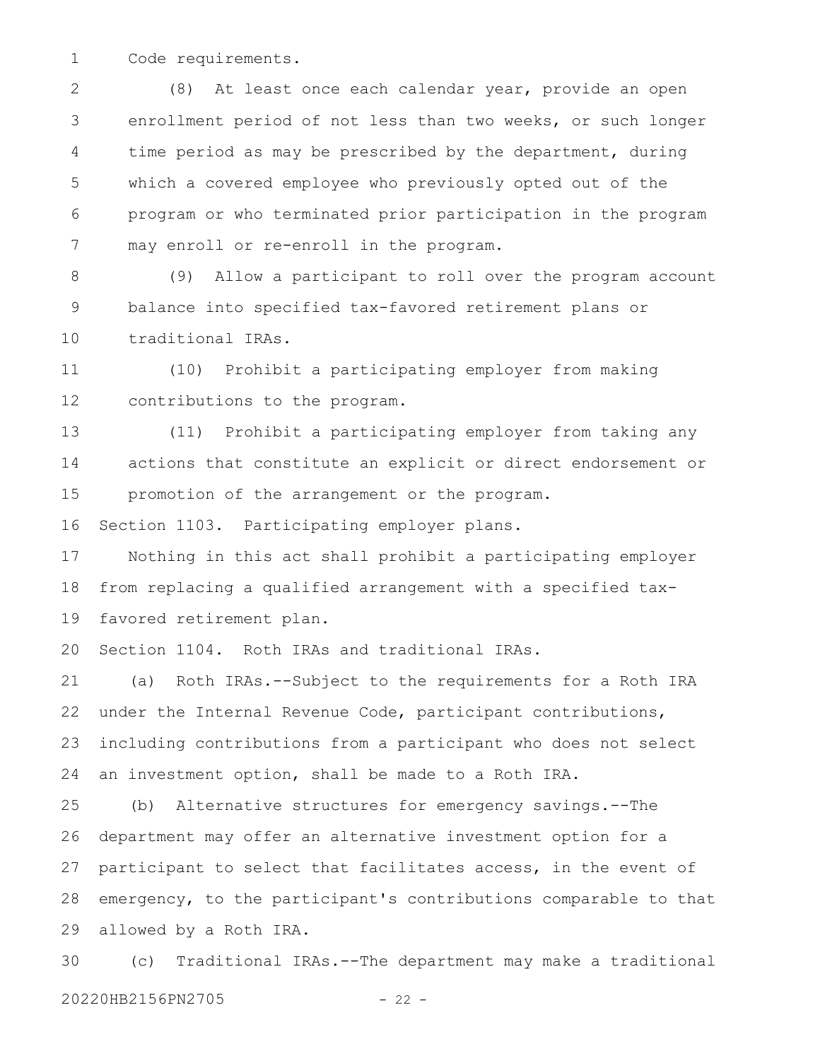Code requirements.

(8) At least once each calendar year, provide an open enrollment period of not less than two weeks, or such longer time period as may be prescribed by the department, during which a covered employee who previously opted out of the program or who terminated prior participation in the program may enroll or re-enroll in the program.

(9) Allow a participant to roll over the program account balance into specified tax-favored retirement plans or traditional IRAs.

(10) Prohibit a participating employer from making contributions to the program.

(11) Prohibit a participating employer from taking any actions that constitute an explicit or direct endorsement or promotion of the arrangement or the program.

Section 1103. Participating employer plans.

Nothing in this act shall prohibit a participating employer from replacing a qualified arrangement with a specified tax-favored retirement plan.

Section 1104. Roth IRAs and traditional IRAs.

(a) Roth IRAs.--Subject to the requirements for a Roth IRA under the Internal Revenue Code, participant contributions, including contributions from a participant who does not select an investment option, shall be made to a Roth IRA.

(b) Alternative structures for emergency savings.--The department may offer an alternative investment option for a participant to select that facilitates access, in the event of emergency, to the participant's contributions comparable to that allowed by a Roth IRA.

(c) Traditional IRAs.--The department may make a traditional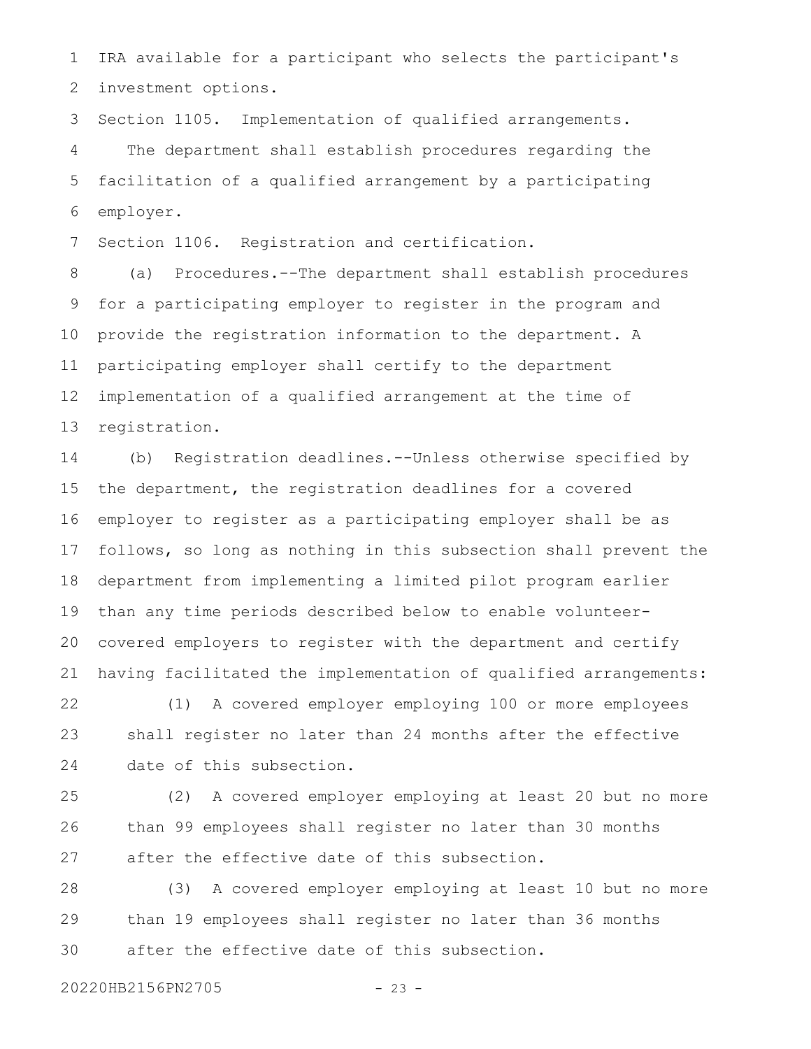IRA available for a participant who selects the participant's investment options.

Section 1105. Implementation of qualified arrangements.

The department shall establish procedures regarding the facilitation of a qualified arrangement by a participating employer.

Section 1106. Registration and certification.

(a) Procedures.--The department shall establish procedures for a participating employer to register in the program and provide the registration information to the department. A participating employer shall certify to the department implementation of a qualified arrangement at the time of registration.

(b) Registration deadlines.--Unless otherwise specified by the department, the registration deadlines for a covered employer to register as a participating employer shall be as follows, so long as nothing in this subsection shall prevent the department from implementing a limited pilot program earlier than any time periods described below to enable volunteer-covered employers to register with the department and certify having facilitated the implementation of qualified arrangements:

(1) A covered employer employing 100 or more employees shall register no later than 24 months after the effective date of this subsection.

(2) A covered employer employing at least 20 but no more than 99 employees shall register no later than 30 months after the effective date of this subsection.

(3) A covered employer employing at least 10 but no more than 19 employees shall register no later than 36 months after the effective date of this subsection.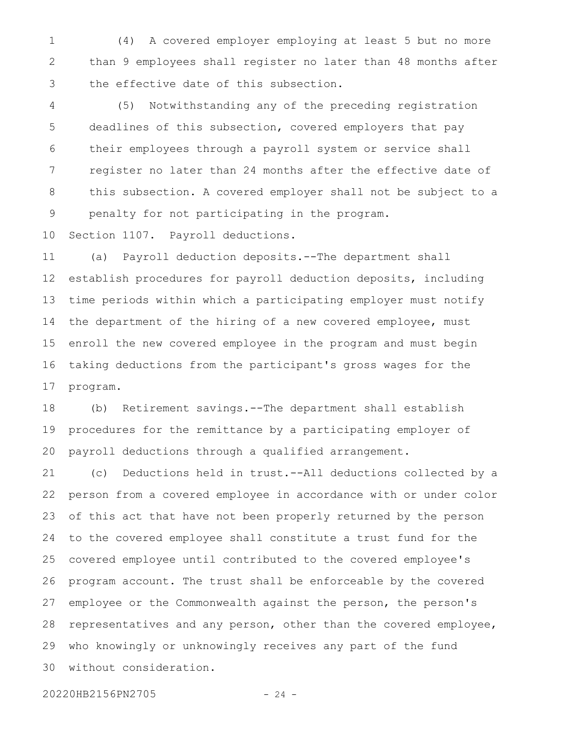(4) A covered employer employing at least 5 but no more than 9 employees shall register no later than 48 months after the effective date of this subsection.

(5) Notwithstanding any of the preceding registration deadlines of this subsection, covered employers that pay their employees through a payroll system or service shall register no later than 24 months after the effective date of this subsection. A covered employer shall not be subject to a penalty for not participating in the program.

Section 1107. Payroll deductions.

(a) Payroll deduction deposits.--The department shall establish procedures for payroll deduction deposits, including time periods within which a participating employer must notify the department of the hiring of a new covered employee, must enroll the new covered employee in the program and must begin taking deductions from the participant's gross wages for the program.

(b) Retirement savings.--The department shall establish procedures for the remittance by a participating employer of payroll deductions through a qualified arrangement.

(c) Deductions held in trust.--All deductions collected by a person from a covered employee in accordance with or under color of this act that have not been properly returned by the person to the covered employee shall constitute a trust fund for the covered employee until contributed to the covered employee's program account. The trust shall be enforceable by the covered employee or the Commonwealth against the person, the person's representatives and any person, other than the covered employee, who knowingly or unknowingly receives any part of the fund without consideration.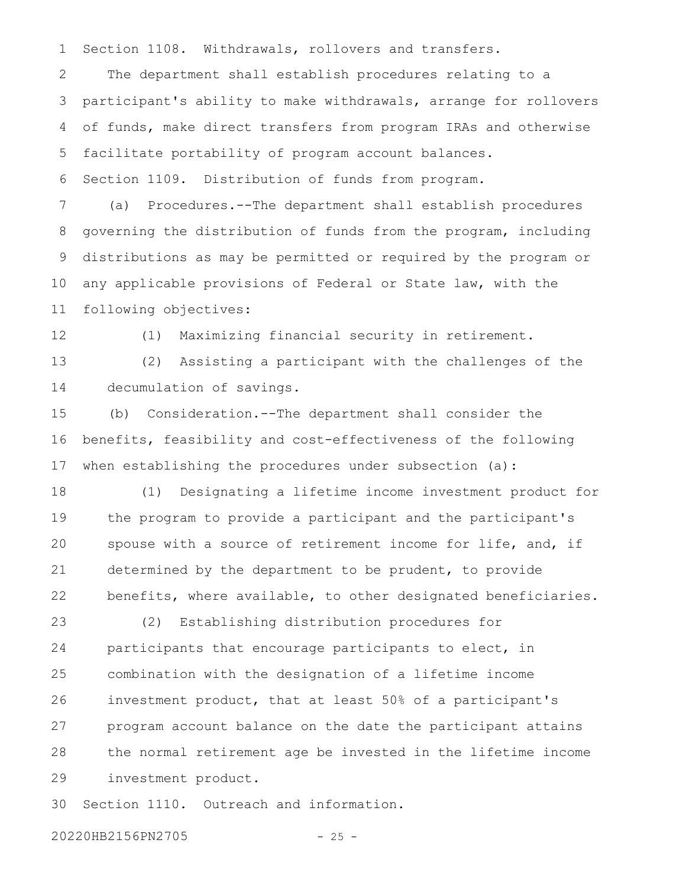Section 1108. Withdrawals, rollovers and transfers.

The department shall establish procedures relating to a participant's ability to make withdrawals, arrange for rollovers of funds, make direct transfers from program IRAs and otherwise facilitate portability of program account balances.

Section 1109. Distribution of funds from program.

(a) Procedures.--The department shall establish procedures governing the distribution of funds from the program, including distributions as may be permitted or required by the program or any applicable provisions of Federal or State law, with the following objectives:

(1) Maximizing financial security in retirement.

(2) Assisting a participant with the challenges of the decumulation of savings.

(b) Consideration.--The department shall consider the benefits, feasibility and cost-effectiveness of the following when establishing the procedures under subsection (a):

(1) Designating a lifetime income investment product for the program to provide a participant and the participant's spouse with a source of retirement income for life, and, if determined by the department to be prudent, to provide benefits, where available, to other designated beneficiaries.

(2) Establishing distribution procedures for participants that encourage participants to elect, in combination with the designation of a lifetime income investment product, that at least 50% of a participant's program account balance on the date the participant attains the normal retirement age be invested in the lifetime income investment product.

Section 1110. Outreach and information.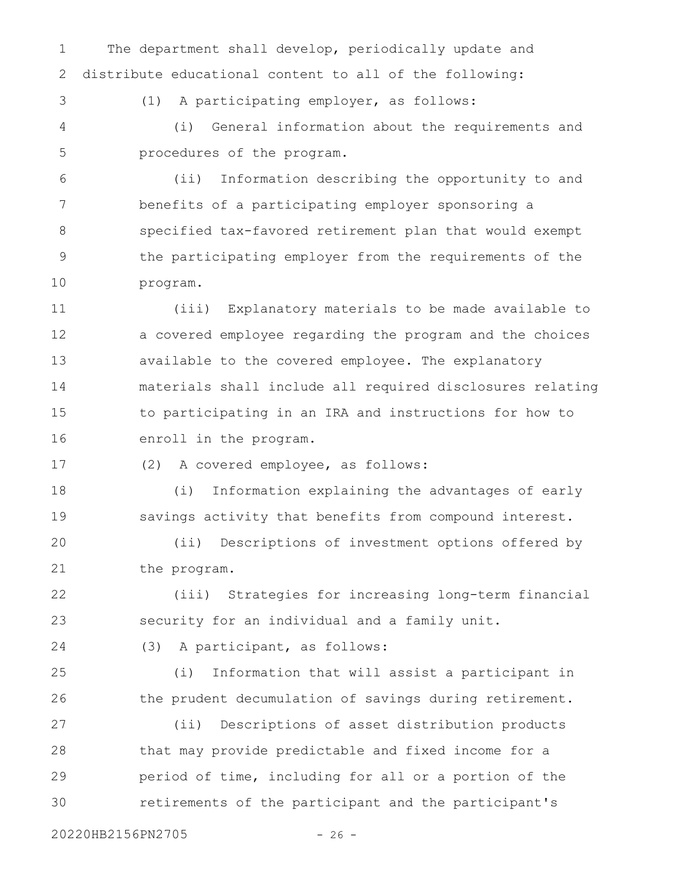The department shall develop, periodically update and distribute educational content to all of the following:

(1) A participating employer, as follows:

(i) General information about the requirements and procedures of the program.

(ii) Information describing the opportunity to and benefits of a participating employer sponsoring a specified tax-favored retirement plan that would exempt the participating employer from the requirements of the program.

(iii) Explanatory materials to be made available to a covered employee regarding the program and the choices available to the covered employee. The explanatory materials shall include all required disclosures relating to participating in an IRA and instructions for how to enroll in the program.

(2) A covered employee, as follows:

(i) Information explaining the advantages of early savings activity that benefits from compound interest.

(ii) Descriptions of investment options offered by the program.

(iii) Strategies for increasing long-term financial security for an individual and a family unit.

(3) A participant, as follows:

(i) Information that will assist a participant in the prudent decumulation of savings during retirement.

(ii) Descriptions of asset distribution products that may provide predictable and fixed income for a period of time, including for all or a portion of the retirements of the participant and the participant's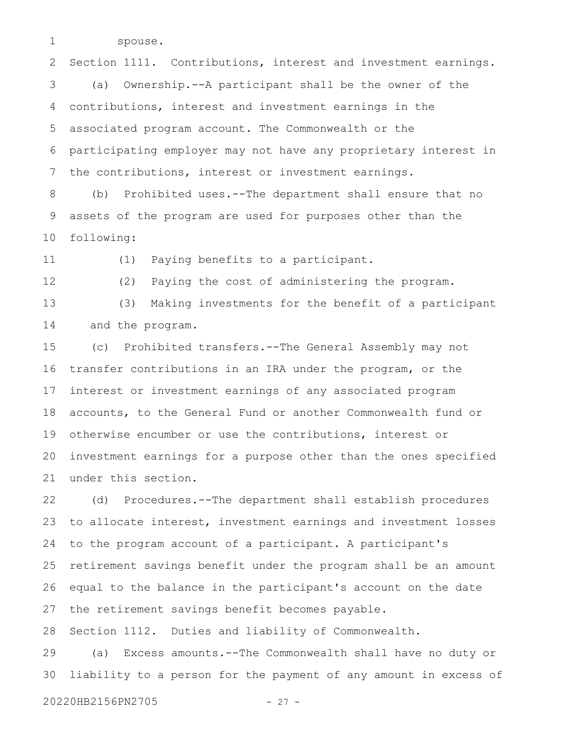spouse.

Section 1111. Contributions, interest and investment earnings.

(a) Ownership.--A participant shall be the owner of the contributions, interest and investment earnings in the associated program account. The Commonwealth or the participating employer may not have any proprietary interest in the contributions, interest or investment earnings.

(b) Prohibited uses.--The department shall ensure that no assets of the program are used for purposes other than the following:

(1) Paying benefits to a participant.

(2) Paying the cost of administering the program.

(3) Making investments for the benefit of a participant and the program.

(c) Prohibited transfers.--The General Assembly may not transfer contributions in an IRA under the program, or the interest or investment earnings of any associated program accounts, to the General Fund or another Commonwealth fund or otherwise encumber or use the contributions, interest or investment earnings for a purpose other than the ones specified under this section.

(d) Procedures.--The department shall establish procedures to allocate interest, investment earnings and investment losses to the program account of a participant. A participant's retirement savings benefit under the program shall be an amount equal to the balance in the participant's account on the date the retirement savings benefit becomes payable.

Section 1112. Duties and liability of Commonwealth.

(a) Excess amounts.--The Commonwealth shall have no duty or liability to a person for the payment of any amount in excess of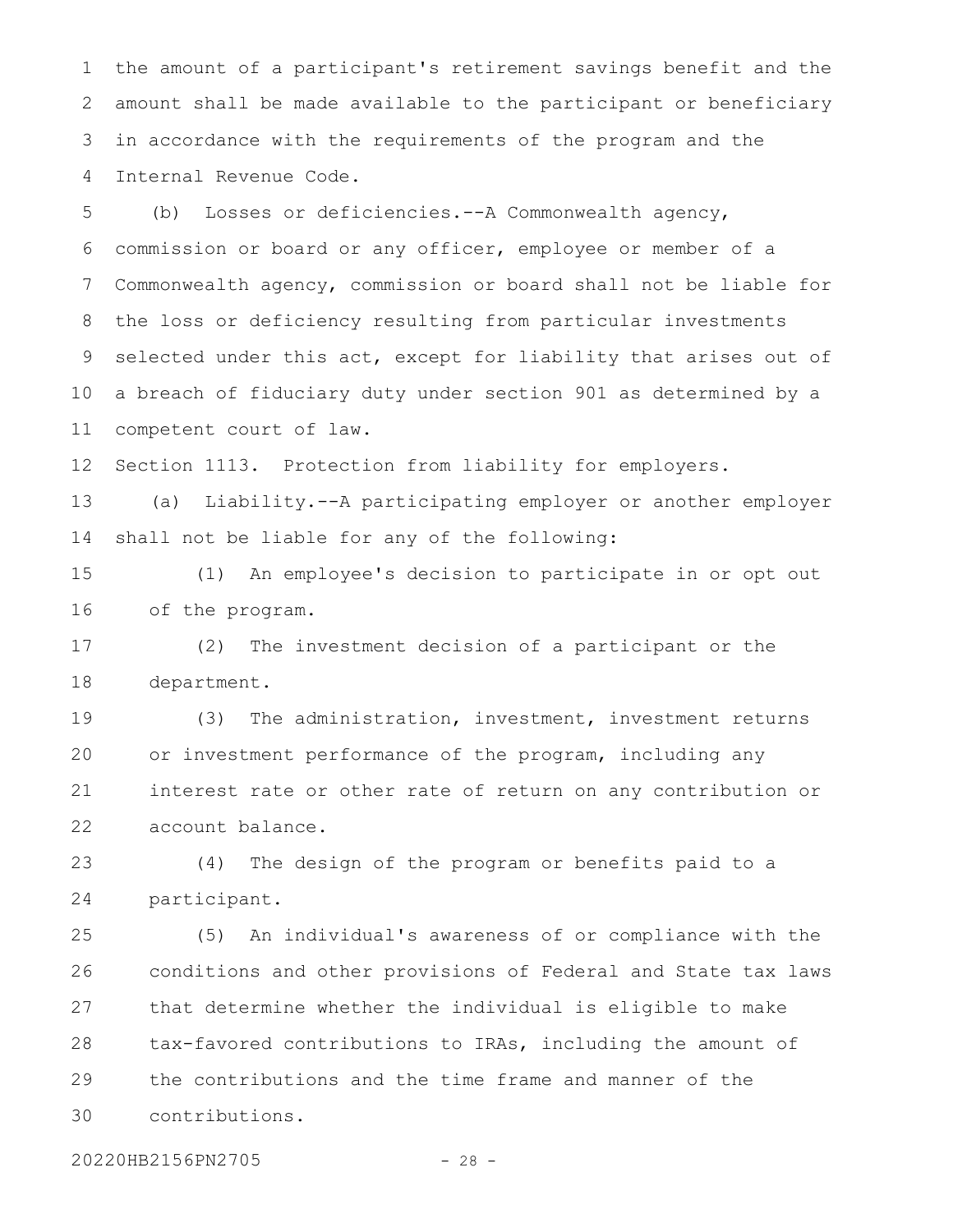the amount of a participant's retirement savings benefit and the amount shall be made available to the participant or beneficiary in accordance with the requirements of the program and the Internal Revenue Code.

(b) Losses or deficiencies.--A Commonwealth agency, commission or board or any officer, employee or member of a Commonwealth agency, commission or board shall not be liable for the loss or deficiency resulting from particular investments selected under this act, except for liability that arises out of a breach of fiduciary duty under section 901 as determined by a competent court of law.

Section 1113. Protection from liability for employers.

(a) Liability.--A participating employer or another employer shall not be liable for any of the following:

(1) An employee's decision to participate in or opt out of the program.

(2) The investment decision of a participant or the department.

(3) The administration, investment, investment returns or investment performance of the program, including any interest rate or other rate of return on any contribution or account balance.

(4) The design of the program or benefits paid to a participant.

(5) An individual's awareness of or compliance with the conditions and other provisions of Federal and State tax laws that determine whether the individual is eligible to make tax-favored contributions to IRAs, including the amount of the contributions and the time frame and manner of the contributions.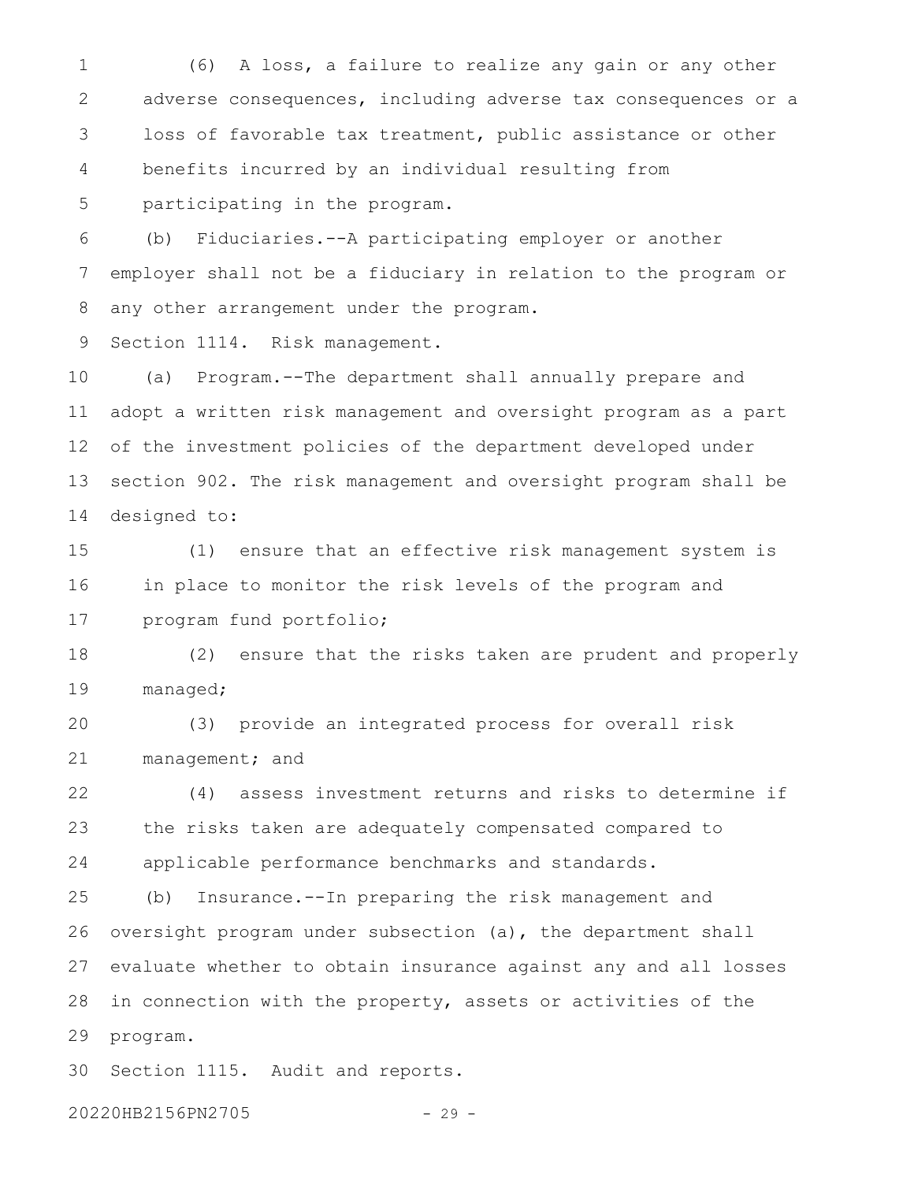(6) A loss, a failure to realize any gain or any other adverse consequences, including adverse tax consequences or a loss of favorable tax treatment, public assistance or other benefits incurred by an individual resulting from participating in the program.

(b) Fiduciaries.--A participating employer or another employer shall not be a fiduciary in relation to the program or any other arrangement under the program.

Section 1114. Risk management.

(a) Program.--The department shall annually prepare and adopt a written risk management and oversight program as a part of the investment policies of the department developed under section 902. The risk management and oversight program shall be designed to:

(1) ensure that an effective risk management system is in place to monitor the risk levels of the program and program fund portfolio;

(2) ensure that the risks taken are prudent and properly managed;

(3) provide an integrated process for overall risk management; and

(4) assess investment returns and risks to determine if the risks taken are adequately compensated compared to applicable performance benchmarks and standards.

(b) Insurance.--In preparing the risk management and oversight program under subsection (a), the department shall evaluate whether to obtain insurance against any and all losses in connection with the property, assets or activities of the program.

Section 1115. Audit and reports.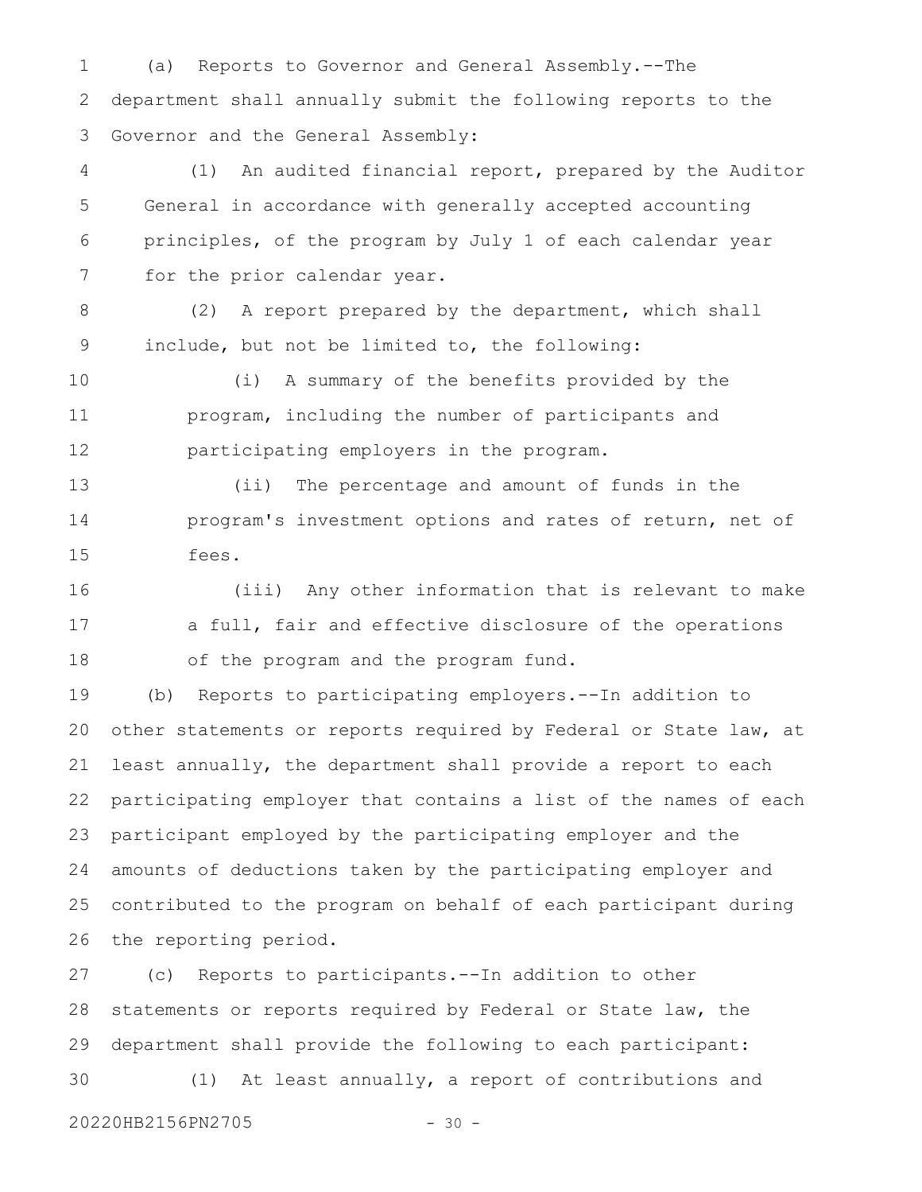(a) Reports to Governor and General Assembly.--The department shall annually submit the following reports to the Governor and the General Assembly:

(1) An audited financial report, prepared by the Auditor General in accordance with generally accepted accounting principles, of the program by July 1 of each calendar year for the prior calendar year.

(2) A report prepared by the department, which shall include, but not be limited to, the following:

(i) A summary of the benefits provided by the program, including the number of participants and participating employers in the program.

(ii) The percentage and amount of funds in the program's investment options and rates of return, net of fees.

(iii) Any other information that is relevant to make a full, fair and effective disclosure of the operations of the program and the program fund.

(b) Reports to participating employers.--In addition to other statements or reports required by Federal or State law, at least annually, the department shall provide a report to each participating employer that contains a list of the names of each participant employed by the participating employer and the amounts of deductions taken by the participating employer and contributed to the program on behalf of each participant during the reporting period.

(c) Reports to participants.--In addition to other statements or reports required by Federal or State law, the department shall provide the following to each participant:

(1) At least annually, a report of contributions and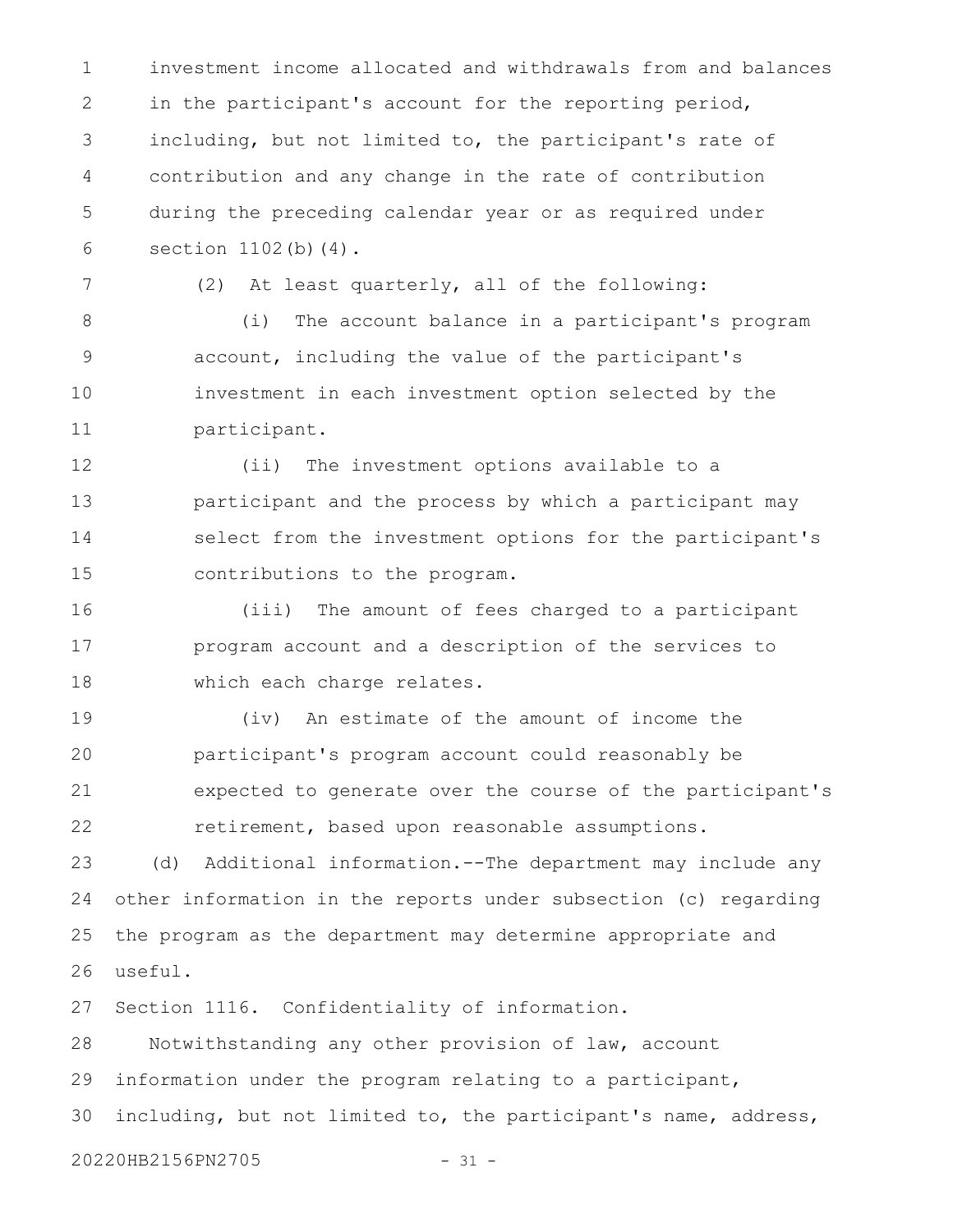investment income allocated and withdrawals from and balances in the participant's account for the reporting period, including, but not limited to, the participant's rate of contribution and any change in the rate of contribution during the preceding calendar year or as required under section 1102(b)(4).

(2) At least quarterly, all of the following:

(i) The account balance in a participant's program account, including the value of the participant's investment in each investment option selected by the participant.

(ii) The investment options available to a participant and the process by which a participant may select from the investment options for the participant's contributions to the program.

(iii) The amount of fees charged to a participant program account and a description of the services to which each charge relates.

(iv) An estimate of the amount of income the participant's program account could reasonably be expected to generate over the course of the participant's retirement, based upon reasonable assumptions.

(d) Additional information.--The department may include any other information in the reports under subsection (c) regarding the program as the department may determine appropriate and useful.

Section 1116. Confidentiality of information.

Notwithstanding any other provision of law, account information under the program relating to a participant, including, but not limited to, the participant's name, address,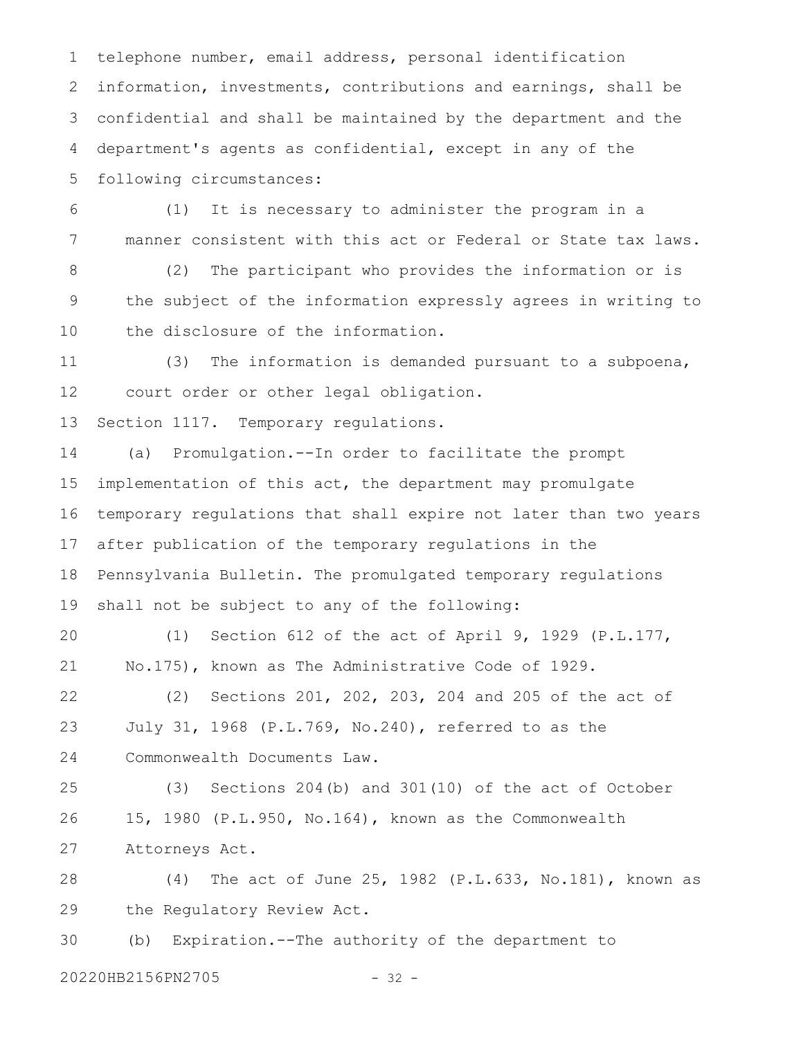telephone number, email address, personal identification information, investments, contributions and earnings, shall be confidential and shall be maintained by the department and the department's agents as confidential, except in any of the following circumstances:

(1) It is necessary to administer the program in a manner consistent with this act or Federal or State tax laws.

(2) The participant who provides the information or is the subject of the information expressly agrees in writing to the disclosure of the information.

(3) The information is demanded pursuant to a subpoena, court order or other legal obligation.

Section 1117. Temporary regulations.

(a) Promulgation.--In order to facilitate the prompt implementation of this act, the department may promulgate temporary regulations that shall expire not later than two years after publication of the temporary regulations in the Pennsylvania Bulletin. The promulgated temporary regulations shall not be subject to any of the following:

(1) Section 612 of the act of April 9, 1929 (P.L.177, No.175), known as The Administrative Code of 1929.

(2) Sections 201, 202, 203, 204 and 205 of the act of July 31, 1968 (P.L.769, No.240), referred to as the Commonwealth Documents Law.

(3) Sections 204(b) and 301(10) of the act of October 15, 1980 (P.L.950, No.164), known as the Commonwealth Attorneys Act.

(4) The act of June 25, 1982 (P.L.633, No.181), known as the Regulatory Review Act.

(b) Expiration.--The authority of the department to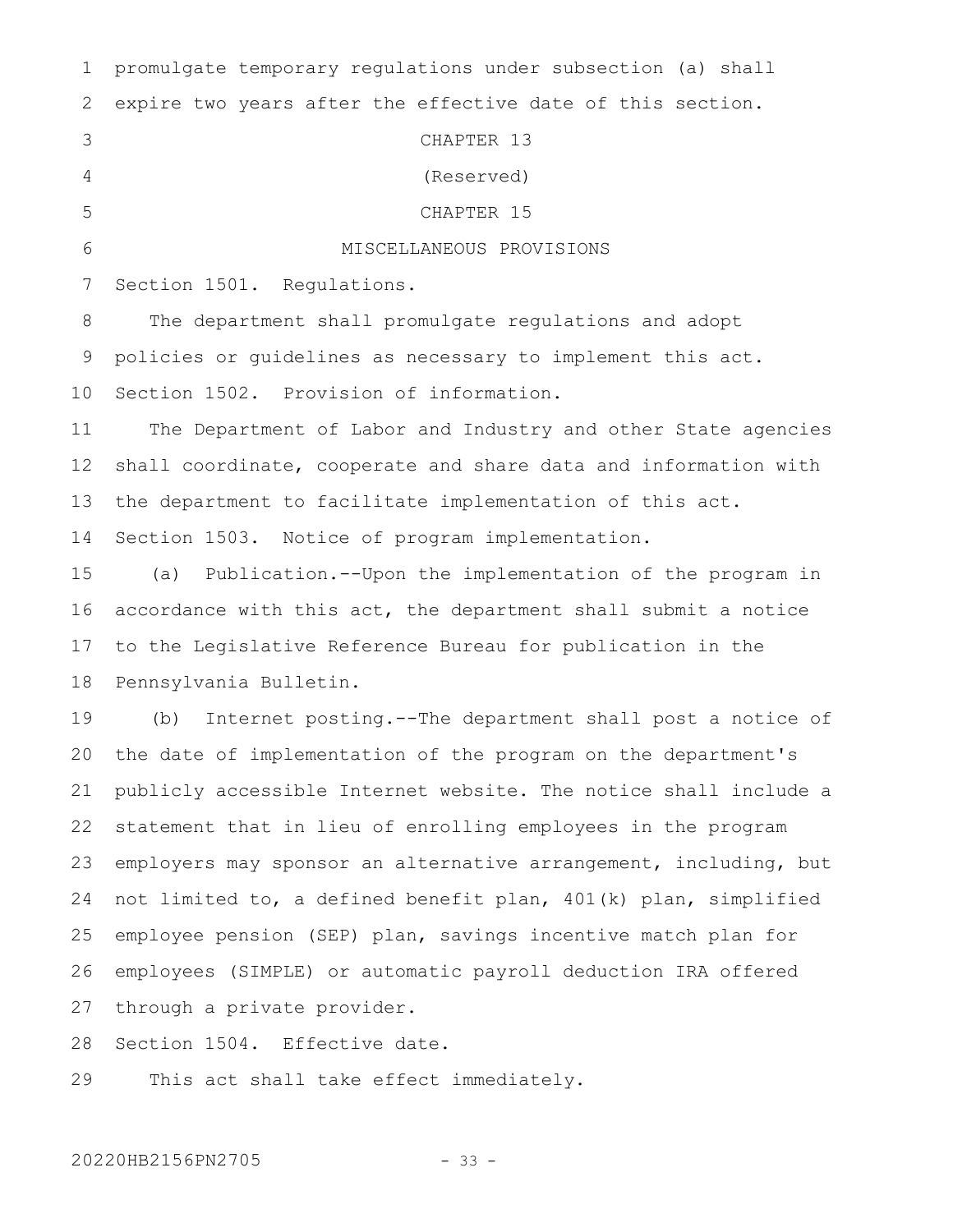promulgate temporary regulations under subsection (a) shall expire two years after the effective date of this section.

## CHAPTER 13

(Reserved)

## CHAPTER 15

## MISCELLANEOUS PROVISIONS

Section 1501. Regulations.

The department shall promulgate regulations and adopt policies or guidelines as necessary to implement this act.

Section 1502. Provision of information.

The Department of Labor and Industry and other State agencies shall coordinate, cooperate and share data and information with the department to facilitate implementation of this act.

Section 1503. Notice of program implementation.

(a) Publication.--Upon the implementation of the program in accordance with this act, the department shall submit a notice to the Legislative Reference Bureau for publication in the Pennsylvania Bulletin.

(b) Internet posting.--The department shall post a notice of the date of implementation of the program on the department's publicly accessible Internet website. The notice shall include a statement that in lieu of enrolling employees in the program employers may sponsor an alternative arrangement, including, but not limited to, a defined benefit plan, 401(k) plan, simplified employee pension (SEP) plan, savings incentive match plan for employees (SIMPLE) or automatic payroll deduction IRA offered through a private provider.

Section 1504. Effective date.

This act shall take effect immediately.